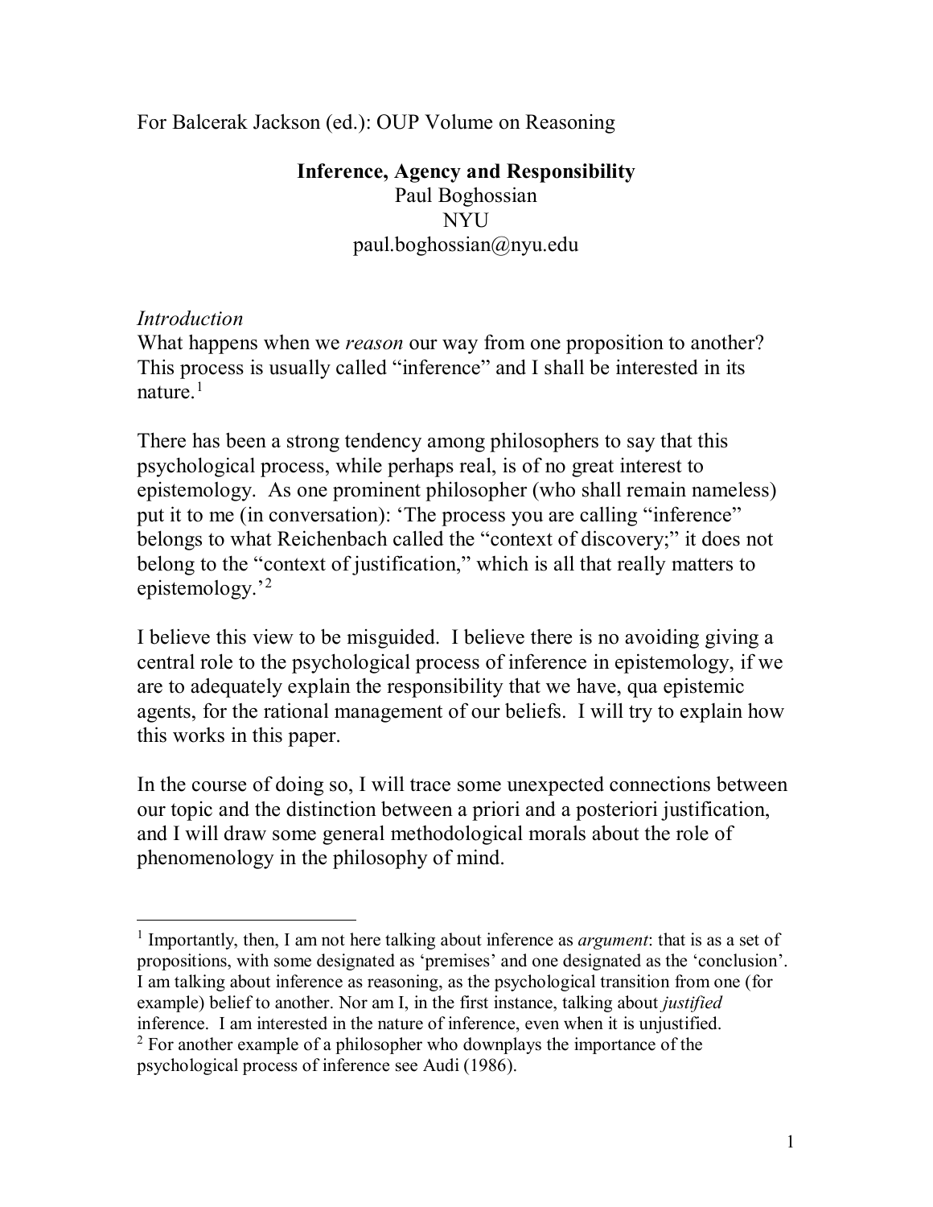For Balcerak Jackson (ed.): OUP Volume on Reasoning

# Inference, Agency and Responsibility

Paul Boghossian
NYU
paul.boghossian@nyu.edu

*Introduction*

What happens when we *reason* our way from one proposition to another? This process is usually called "inference" and I shall be interested in its nature.[1]

There has been a strong tendency among philosophers to say that this psychological process, while perhaps real, is of no great interest to epistemology. As one prominent philosopher (who shall remain nameless) put it to me (in conversation): 'The process you are calling "inference" belongs to what Reichenbach called the "context of discovery;" it does not belong to the "context of justification," which is all that really matters to epistemology.'[2]

I believe this view to be misguided. I believe there is no avoiding giving a central role to the psychological process of inference in epistemology, if we are to adequately explain the responsibility that we have, qua epistemic agents, for the rational management of our beliefs. I will try to explain how this works in this paper.

In the course of doing so, I will trace some unexpected connections between our topic and the distinction between a priori and a posteriori justification, and I will draw some general methodological morals about the role of phenomenology in the philosophy of mind.

---

[1] Importantly, then, I am not here talking about inference as *argument*: that is as a set of propositions, with some designated as 'premises' and one designated as the 'conclusion'. I am talking about inference as reasoning, as the psychological transition from one (for example) belief to another. Nor am I, in the first instance, talking about *justified* inference. I am interested in the nature of inference, even when it is unjustified.

[2] For another example of a philosopher who downplays the importance of the psychological process of inference see Audi (1986).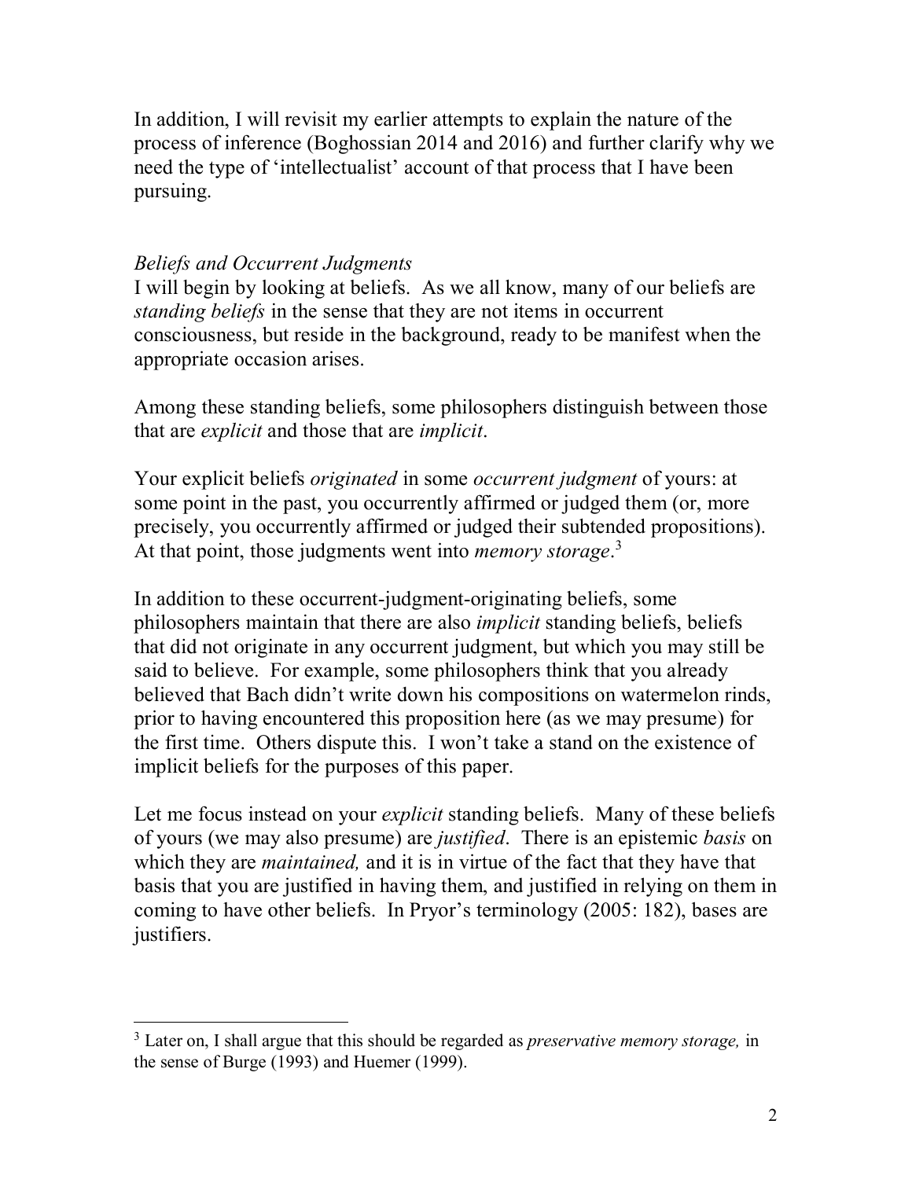In addition, I will revisit my earlier attempts to explain the nature of the process of inference (Boghossian 2014 and 2016) and further clarify why we need the type of 'intellectualist' account of that process that I have been pursuing.

### *Beliefs and Occurrent Judgments*

I will begin by looking at beliefs. As we all know, many of our beliefs are *standing beliefs* in the sense that they are not items in occurrent consciousness, but reside in the background, ready to be manifest when the appropriate occasion arises.

Among these standing beliefs, some philosophers distinguish between those that are *explicit* and those that are *implicit*.

Your explicit beliefs *originated* in some *occurrent judgment* of yours: at some point in the past, you occurrently affirmed or judged them (or, more precisely, you occurrently affirmed or judged their subtended propositions). At that point, those judgments went into *memory storage*.[3]

In addition to these occurrent-judgment-originating beliefs, some philosophers maintain that there are also *implicit* standing beliefs, beliefs that did not originate in any occurrent judgment, but which you may still be said to believe. For example, some philosophers think that you already believed that Bach didn't write down his compositions on watermelon rinds, prior to having encountered this proposition here (as we may presume) for the first time. Others dispute this. I won't take a stand on the existence of implicit beliefs for the purposes of this paper.

Let me focus instead on your *explicit* standing beliefs. Many of these beliefs of yours (we may also presume) are *justified*. There is an epistemic *basis* on which they are *maintained,* and it is in virtue of the fact that they have that basis that you are justified in having them, and justified in relying on them in coming to have other beliefs. In Pryor's terminology (2005: 182), bases are justifiers.

---

[3] Later on, I shall argue that this should be regarded as *preservative memory storage,* in the sense of Burge (1993) and Huemer (1999).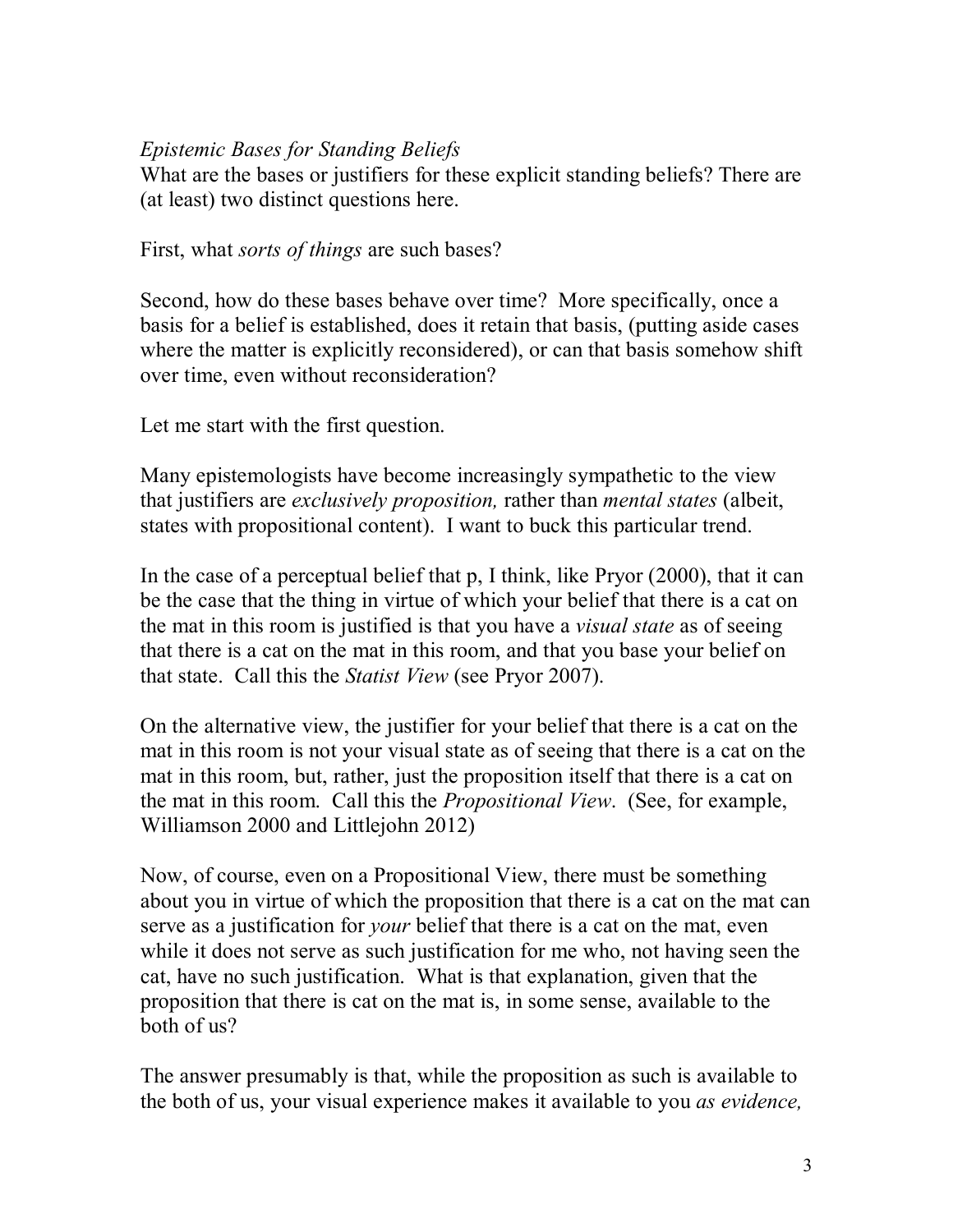*Epistemic Bases for Standing Beliefs*

What are the bases or justifiers for these explicit standing beliefs? There are (at least) two distinct questions here.

First, what *sorts of things* are such bases?

Second, how do these bases behave over time? More specifically, once a basis for a belief is established, does it retain that basis, (putting aside cases where the matter is explicitly reconsidered), or can that basis somehow shift over time, even without reconsideration?

Let me start with the first question.

Many epistemologists have become increasingly sympathetic to the view that justifiers are *exclusively proposition,* rather than *mental states* (albeit, states with propositional content). I want to buck this particular trend.

In the case of a perceptual belief that p, I think, like Pryor (2000), that it can be the case that the thing in virtue of which your belief that there is a cat on the mat in this room is justified is that you have a *visual state* as of seeing that there is a cat on the mat in this room, and that you base your belief on that state. Call this the *Statist View* (see Pryor 2007).

On the alternative view, the justifier for your belief that there is a cat on the mat in this room is not your visual state as of seeing that there is a cat on the mat in this room, but, rather, just the proposition itself that there is a cat on the mat in this room. Call this the *Propositional View*. (See, for example, Williamson 2000 and Littlejohn 2012)

Now, of course, even on a Propositional View, there must be something about you in virtue of which the proposition that there is a cat on the mat can serve as a justification for *your* belief that there is a cat on the mat, even while it does not serve as such justification for me who, not having seen the cat, have no such justification. What is that explanation, given that the proposition that there is cat on the mat is, in some sense, available to the both of us?

The answer presumably is that, while the proposition as such is available to the both of us, your visual experience makes it available to you *as evidence,*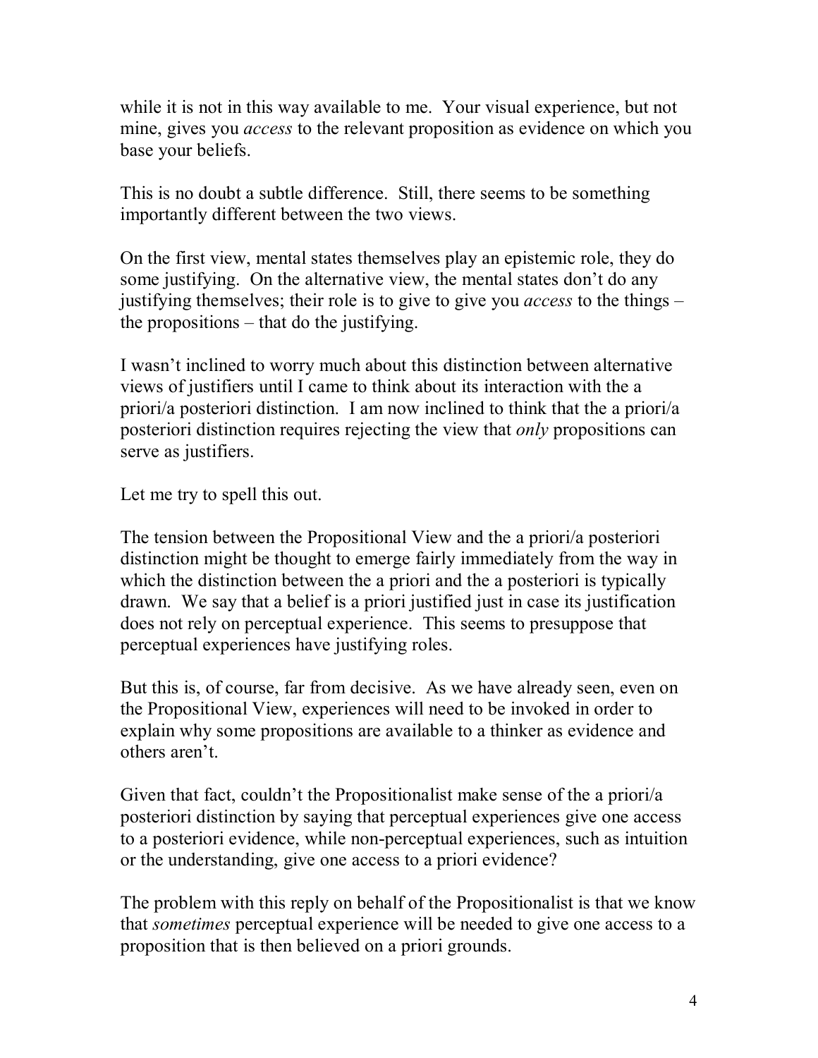while it is not in this way available to me. Your visual experience, but not mine, gives you *access* to the relevant proposition as evidence on which you base your beliefs.

This is no doubt a subtle difference. Still, there seems to be something importantly different between the two views.

On the first view, mental states themselves play an epistemic role, they do some justifying. On the alternative view, the mental states don't do any justifying themselves; their role is to give to give you *access* to the things – the propositions – that do the justifying.

I wasn't inclined to worry much about this distinction between alternative views of justifiers until I came to think about its interaction with the a priori/a posteriori distinction. I am now inclined to think that the a priori/a posteriori distinction requires rejecting the view that *only* propositions can serve as justifiers.

Let me try to spell this out.

The tension between the Propositional View and the a priori/a posteriori distinction might be thought to emerge fairly immediately from the way in which the distinction between the a priori and the a posteriori is typically drawn. We say that a belief is a priori justified just in case its justification does not rely on perceptual experience. This seems to presuppose that perceptual experiences have justifying roles.

But this is, of course, far from decisive. As we have already seen, even on the Propositional View, experiences will need to be invoked in order to explain why some propositions are available to a thinker as evidence and others aren't.

Given that fact, couldn't the Propositionalist make sense of the a priori/a posteriori distinction by saying that perceptual experiences give one access to a posteriori evidence, while non-perceptual experiences, such as intuition or the understanding, give one access to a priori evidence?

The problem with this reply on behalf of the Propositionalist is that we know that *sometimes* perceptual experience will be needed to give one access to a proposition that is then believed on a priori grounds.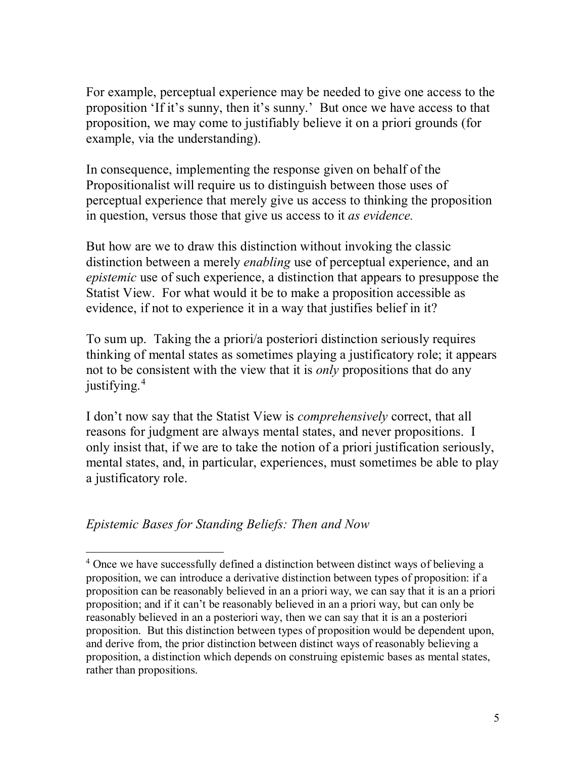For example, perceptual experience may be needed to give one access to the proposition 'If it's sunny, then it's sunny.' But once we have access to that proposition, we may come to justifiably believe it on a priori grounds (for example, via the understanding).

In consequence, implementing the response given on behalf of the Propositionalist will require us to distinguish between those uses of perceptual experience that merely give us access to thinking the proposition in question, versus those that give us access to it *as evidence.*

But how are we to draw this distinction without invoking the classic distinction between a merely *enabling* use of perceptual experience, and an *epistemic* use of such experience, a distinction that appears to presuppose the Statist View. For what would it be to make a proposition accessible as evidence, if not to experience it in a way that justifies belief in it?

To sum up. Taking the a priori/a posteriori distinction seriously requires thinking of mental states as sometimes playing a justificatory role; it appears not to be consistent with the view that it is *only* propositions that do any justifying.[4]

I don't now say that the Statist View is *comprehensively* correct, that all reasons for judgment are always mental states, and never propositions. I only insist that, if we are to take the notion of a priori justification seriously, mental states, and, in particular, experiences, must sometimes be able to play a justificatory role.

*Epistemic Bases for Standing Beliefs: Then and Now*

[4] Once we have successfully defined a distinction between distinct ways of believing a proposition, we can introduce a derivative distinction between types of proposition: if a proposition can be reasonably believed in an a priori way, we can say that it is an a priori proposition; and if it can't be reasonably believed in an a priori way, but can only be reasonably believed in an a posteriori way, then we can say that it is an a posteriori proposition. But this distinction between types of proposition would be dependent upon, and derive from, the prior distinction between distinct ways of reasonably believing a proposition, a distinction which depends on construing epistemic bases as mental states, rather than propositions.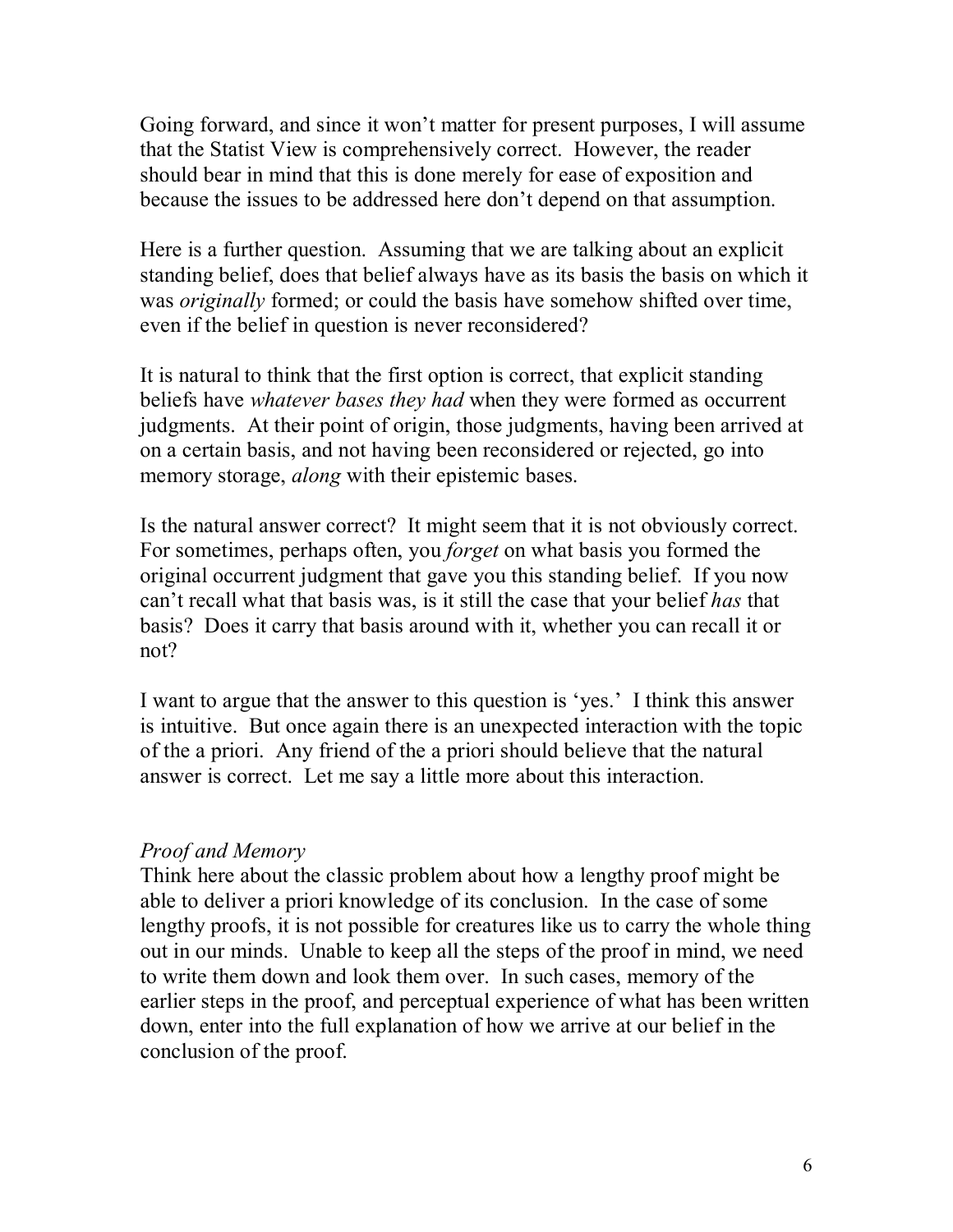Going forward, and since it won't matter for present purposes, I will assume that the Statist View is comprehensively correct. However, the reader should bear in mind that this is done merely for ease of exposition and because the issues to be addressed here don't depend on that assumption.

Here is a further question. Assuming that we are talking about an explicit standing belief, does that belief always have as its basis the basis on which it was *originally* formed; or could the basis have somehow shifted over time, even if the belief in question is never reconsidered?

It is natural to think that the first option is correct, that explicit standing beliefs have *whatever bases they had* when they were formed as occurrent judgments. At their point of origin, those judgments, having been arrived at on a certain basis, and not having been reconsidered or rejected, go into memory storage, *along* with their epistemic bases.

Is the natural answer correct? It might seem that it is not obviously correct. For sometimes, perhaps often, you *forget* on what basis you formed the original occurrent judgment that gave you this standing belief. If you now can't recall what that basis was, is it still the case that your belief *has* that basis? Does it carry that basis around with it, whether you can recall it or not?

I want to argue that the answer to this question is 'yes.' I think this answer is intuitive. But once again there is an unexpected interaction with the topic of the a priori. Any friend of the a priori should believe that the natural answer is correct. Let me say a little more about this interaction.

### *Proof and Memory*

Think here about the classic problem about how a lengthy proof might be able to deliver a priori knowledge of its conclusion. In the case of some lengthy proofs, it is not possible for creatures like us to carry the whole thing out in our minds. Unable to keep all the steps of the proof in mind, we need to write them down and look them over. In such cases, memory of the earlier steps in the proof, and perceptual experience of what has been written down, enter into the full explanation of how we arrive at our belief in the conclusion of the proof.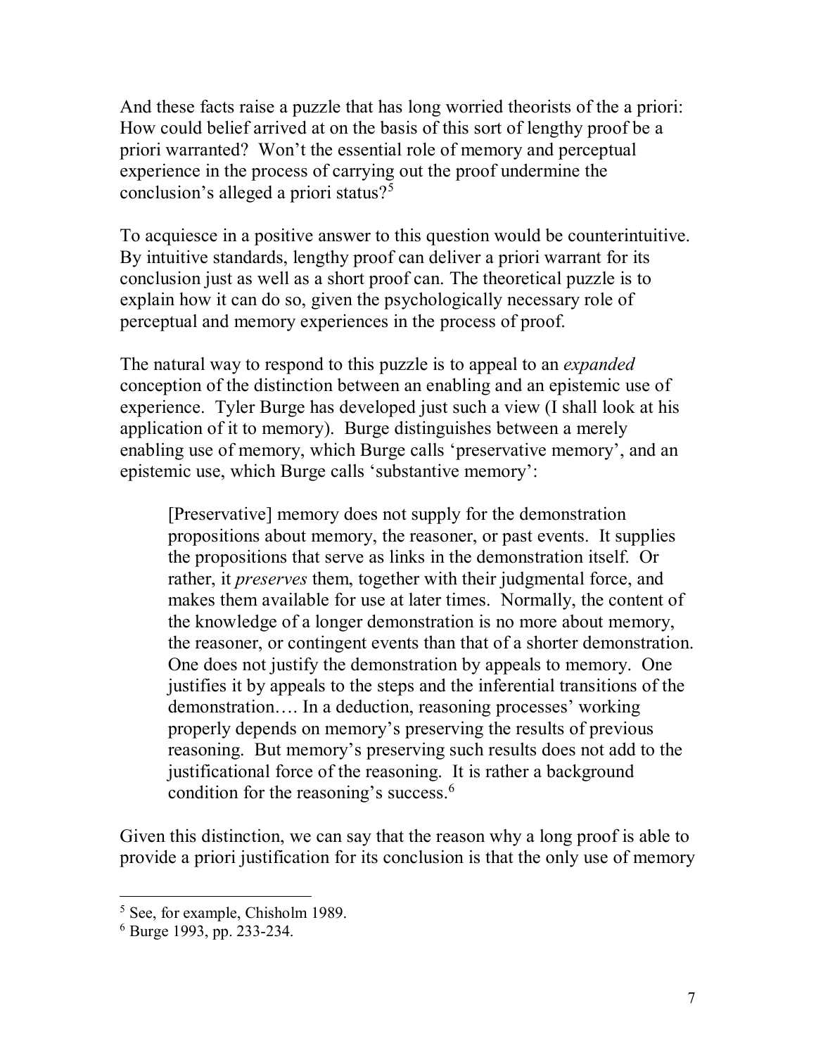And these facts raise a puzzle that has long worried theorists of the a priori: How could belief arrived at on the basis of this sort of lengthy proof be a priori warranted? Won't the essential role of memory and perceptual experience in the process of carrying out the proof undermine the conclusion's alleged a priori status?[5]

To acquiesce in a positive answer to this question would be counterintuitive. By intuitive standards, lengthy proof can deliver a priori warrant for its conclusion just as well as a short proof can. The theoretical puzzle is to explain how it can do so, given the psychologically necessary role of perceptual and memory experiences in the process of proof.

The natural way to respond to this puzzle is to appeal to an *expanded* conception of the distinction between an enabling and an epistemic use of experience. Tyler Burge has developed just such a view (I shall look at his application of it to memory). Burge distinguishes between a merely enabling use of memory, which Burge calls 'preservative memory', and an epistemic use, which Burge calls 'substantive memory':

> [Preservative] memory does not supply for the demonstration propositions about memory, the reasoner, or past events. It supplies the propositions that serve as links in the demonstration itself. Or rather, it *preserves* them, together with their judgmental force, and makes them available for use at later times. Normally, the content of the knowledge of a longer demonstration is no more about memory, the reasoner, or contingent events than that of a shorter demonstration. One does not justify the demonstration by appeals to memory. One justifies it by appeals to the steps and the inferential transitions of the demonstration…. In a deduction, reasoning processes' working properly depends on memory's preserving the results of previous reasoning. But memory's preserving such results does not add to the justificational force of the reasoning. It is rather a background condition for the reasoning's success.[6]

Given this distinction, we can say that the reason why a long proof is able to provide a priori justification for its conclusion is that the only use of memory

[5] See, for example, Chisholm 1989.

[6] Burge 1993, pp. 233-234.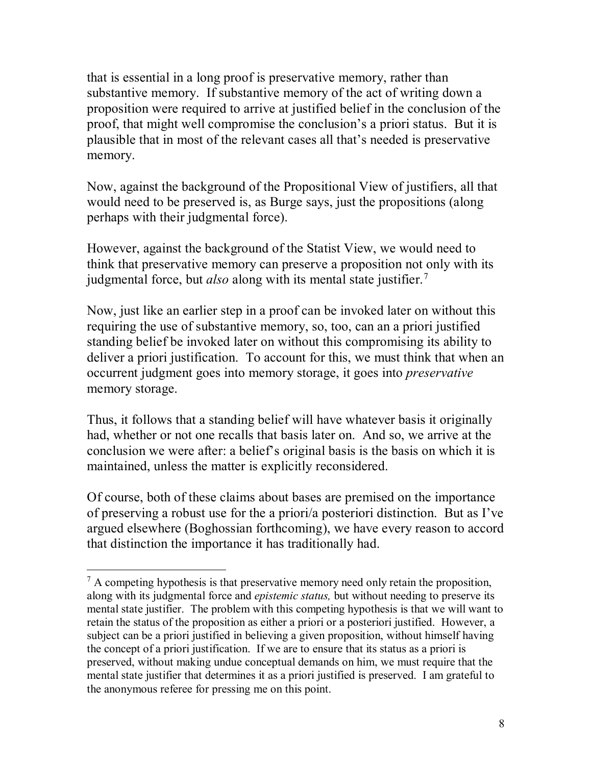that is essential in a long proof is preservative memory, rather than substantive memory. If substantive memory of the act of writing down a proposition were required to arrive at justified belief in the conclusion of the proof, that might well compromise the conclusion's a priori status. But it is plausible that in most of the relevant cases all that's needed is preservative memory.

Now, against the background of the Propositional View of justifiers, all that would need to be preserved is, as Burge says, just the propositions (along perhaps with their judgmental force).

However, against the background of the Statist View, we would need to think that preservative memory can preserve a proposition not only with its judgmental force, but *also* along with its mental state justifier.[7]

Now, just like an earlier step in a proof can be invoked later on without this requiring the use of substantive memory, so, too, can an a priori justified standing belief be invoked later on without this compromising its ability to deliver a priori justification. To account for this, we must think that when an occurrent judgment goes into memory storage, it goes into *preservative* memory storage.

Thus, it follows that a standing belief will have whatever basis it originally had, whether or not one recalls that basis later on. And so, we arrive at the conclusion we were after: a belief's original basis is the basis on which it is maintained, unless the matter is explicitly reconsidered.

Of course, both of these claims about bases are premised on the importance of preserving a robust use for the a priori/a posteriori distinction. But as I've argued elsewhere (Boghossian forthcoming), we have every reason to accord that distinction the importance it has traditionally had.

---

[7] A competing hypothesis is that preservative memory need only retain the proposition, along with its judgmental force and *epistemic status,* but without needing to preserve its mental state justifier. The problem with this competing hypothesis is that we will want to retain the status of the proposition as either a priori or a posteriori justified. However, a subject can be a priori justified in believing a given proposition, without himself having the concept of a priori justification. If we are to ensure that its status as a priori is preserved, without making undue conceptual demands on him, we must require that the mental state justifier that determines it as a priori justified is preserved. I am grateful to the anonymous referee for pressing me on this point.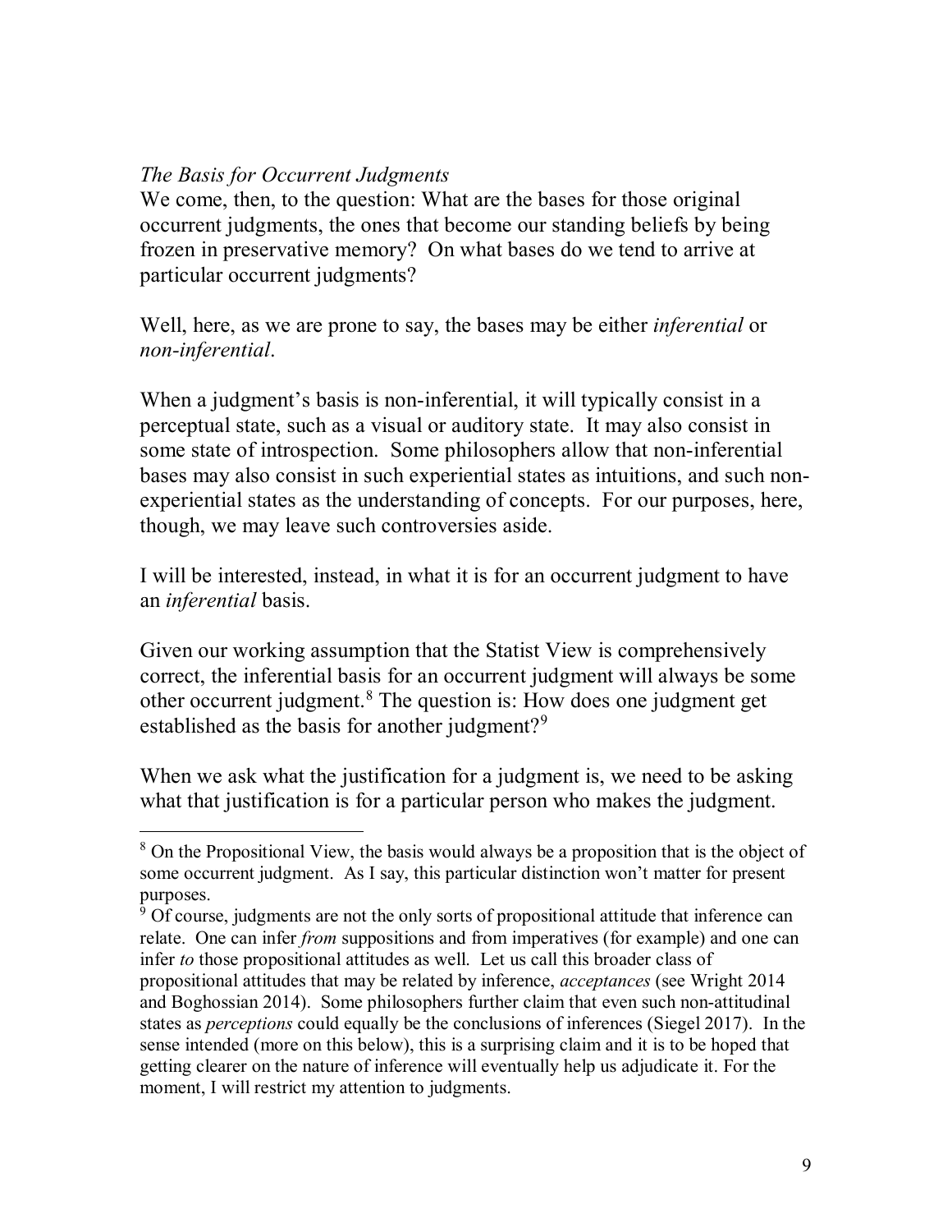*The Basis for Occurrent Judgments*

We come, then, to the question: What are the bases for those original occurrent judgments, the ones that become our standing beliefs by being frozen in preservative memory? On what bases do we tend to arrive at particular occurrent judgments?

Well, here, as we are prone to say, the bases may be either *inferential* or *non-inferential*.

When a judgment's basis is non-inferential, it will typically consist in a perceptual state, such as a visual or auditory state. It may also consist in some state of introspection. Some philosophers allow that non-inferential bases may also consist in such experiential states as intuitions, and such non-experiential states as the understanding of concepts. For our purposes, here, though, we may leave such controversies aside.

I will be interested, instead, in what it is for an occurrent judgment to have an *inferential* basis.

Given our working assumption that the Statist View is comprehensively correct, the inferential basis for an occurrent judgment will always be some other occurrent judgment.[8] The question is: How does one judgment get established as the basis for another judgment?[9]

When we ask what the justification for a judgment is, we need to be asking what that justification is for a particular person who makes the judgment.

---

[8] On the Propositional View, the basis would always be a proposition that is the object of some occurrent judgment. As I say, this particular distinction won't matter for present purposes.

[9] Of course, judgments are not the only sorts of propositional attitude that inference can relate. One can infer *from* suppositions and from imperatives (for example) and one can infer *to* those propositional attitudes as well. Let us call this broader class of propositional attitudes that may be related by inference, *acceptances* (see Wright 2014 and Boghossian 2014). Some philosophers further claim that even such non-attitudinal states as *perceptions* could equally be the conclusions of inferences (Siegel 2017). In the sense intended (more on this below), this is a surprising claim and it is to be hoped that getting clearer on the nature of inference will eventually help us adjudicate it. For the moment, I will restrict my attention to judgments.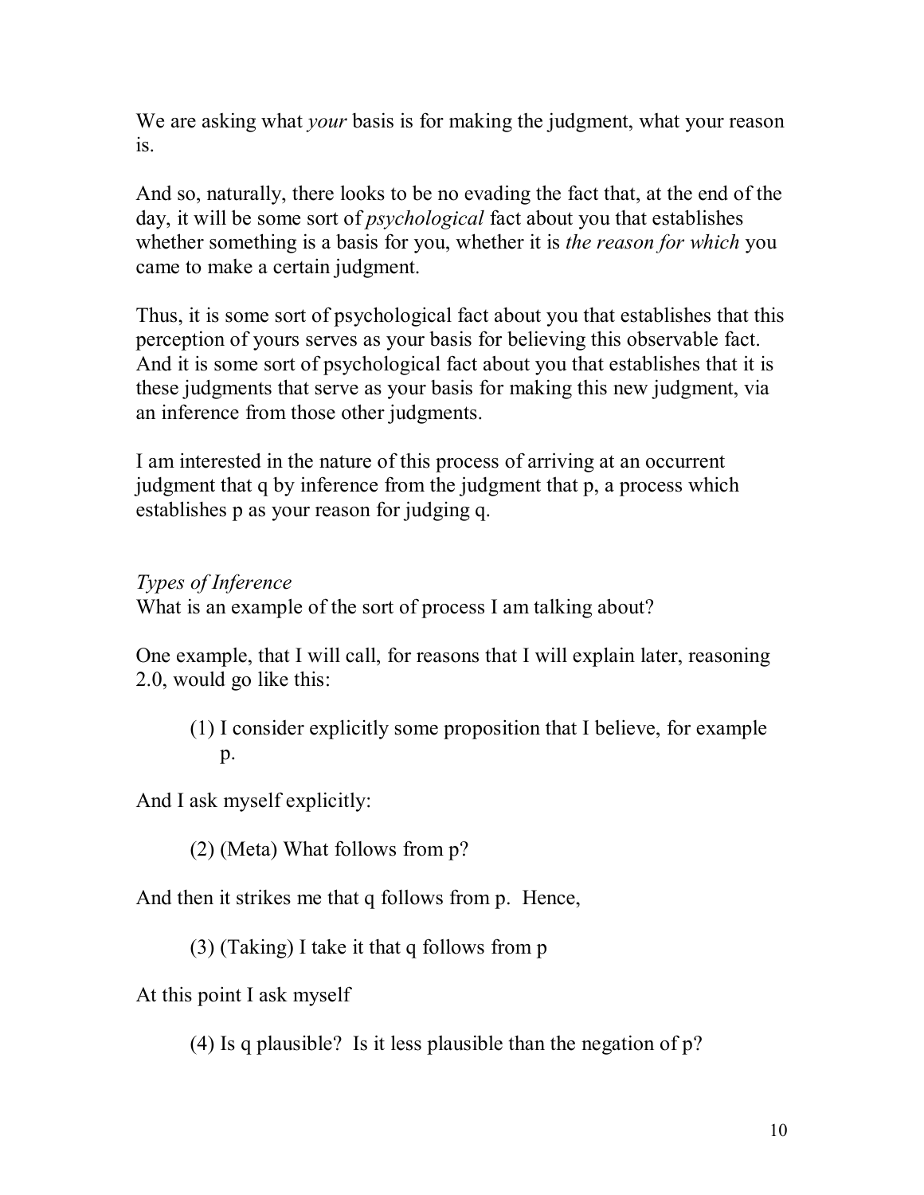We are asking what *your* basis is for making the judgment, what your reason is.

And so, naturally, there looks to be no evading the fact that, at the end of the day, it will be some sort of *psychological* fact about you that establishes whether something is a basis for you, whether it is *the reason for which* you came to make a certain judgment.

Thus, it is some sort of psychological fact about you that establishes that this perception of yours serves as your basis for believing this observable fact. And it is some sort of psychological fact about you that establishes that it is these judgments that serve as your basis for making this new judgment, via an inference from those other judgments.

I am interested in the nature of this process of arriving at an occurrent judgment that q by inference from the judgment that p, a process which establishes p as your reason for judging q.

*Types of Inference*

What is an example of the sort of process I am talking about?

One example, that I will call, for reasons that I will explain later, reasoning 2.0, would go like this:

> (1) I consider explicitly some proposition that I believe, for example p.

And I ask myself explicitly:

> (2) (Meta) What follows from p?

And then it strikes me that q follows from p. Hence,

> (3) (Taking) I take it that q follows from p

At this point I ask myself

> (4) Is q plausible? Is it less plausible than the negation of p?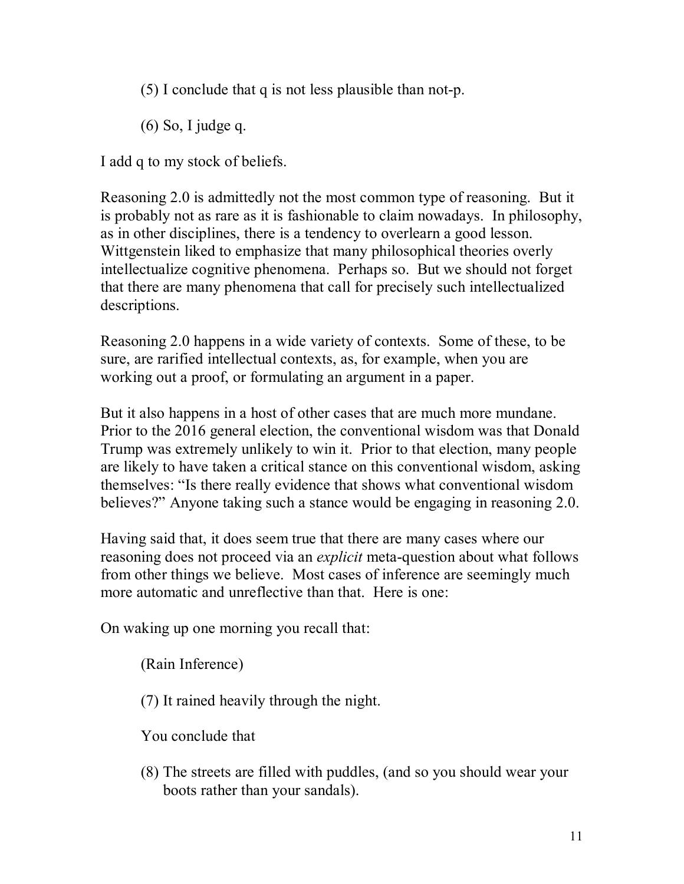(5) I conclude that q is not less plausible than not-p.

(6) So, I judge q.

I add q to my stock of beliefs.

Reasoning 2.0 is admittedly not the most common type of reasoning. But it is probably not as rare as it is fashionable to claim nowadays. In philosophy, as in other disciplines, there is a tendency to overlearn a good lesson. Wittgenstein liked to emphasize that many philosophical theories overly intellectualize cognitive phenomena. Perhaps so. But we should not forget that there are many phenomena that call for precisely such intellectualized descriptions.

Reasoning 2.0 happens in a wide variety of contexts. Some of these, to be sure, are rarified intellectual contexts, as, for example, when you are working out a proof, or formulating an argument in a paper.

But it also happens in a host of other cases that are much more mundane. Prior to the 2016 general election, the conventional wisdom was that Donald Trump was extremely unlikely to win it. Prior to that election, many people are likely to have taken a critical stance on this conventional wisdom, asking themselves: "Is there really evidence that shows what conventional wisdom believes?" Anyone taking such a stance would be engaging in reasoning 2.0.

Having said that, it does seem true that there are many cases where our reasoning does not proceed via an *explicit* meta-question about what follows from other things we believe. Most cases of inference are seemingly much more automatic and unreflective than that. Here is one:

On waking up one morning you recall that:

(Rain Inference)

(7) It rained heavily through the night.

You conclude that

(8) The streets are filled with puddles, (and so you should wear your boots rather than your sandals).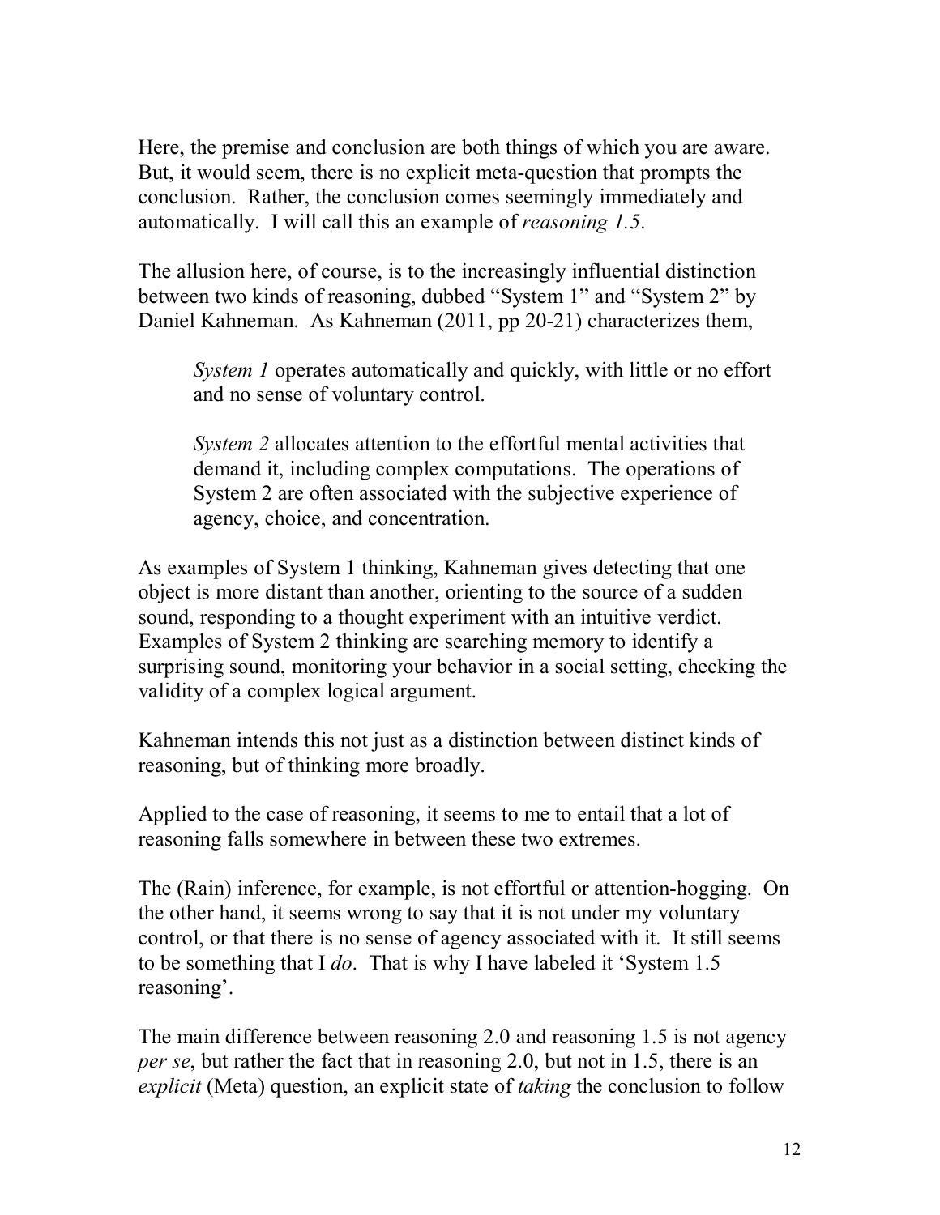Here, the premise and conclusion are both things of which you are aware. But, it would seem, there is no explicit meta-question that prompts the conclusion. Rather, the conclusion comes seemingly immediately and automatically. I will call this an example of *reasoning 1.5*.

The allusion here, of course, is to the increasingly influential distinction between two kinds of reasoning, dubbed "System 1" and "System 2" by Daniel Kahneman. As Kahneman (2011, pp 20-21) characterizes them,

> *System 1* operates automatically and quickly, with little or no effort and no sense of voluntary control.
>
> *System 2* allocates attention to the effortful mental activities that demand it, including complex computations. The operations of System 2 are often associated with the subjective experience of agency, choice, and concentration.

As examples of System 1 thinking, Kahneman gives detecting that one object is more distant than another, orienting to the source of a sudden sound, responding to a thought experiment with an intuitive verdict. Examples of System 2 thinking are searching memory to identify a surprising sound, monitoring your behavior in a social setting, checking the validity of a complex logical argument.

Kahneman intends this not just as a distinction between distinct kinds of reasoning, but of thinking more broadly.

Applied to the case of reasoning, it seems to me to entail that a lot of reasoning falls somewhere in between these two extremes.

The (Rain) inference, for example, is not effortful or attention-hogging. On the other hand, it seems wrong to say that it is not under my voluntary control, or that there is no sense of agency associated with it. It still seems to be something that I *do*. That is why I have labeled it 'System 1.5 reasoning'.

The main difference between reasoning 2.0 and reasoning 1.5 is not agency *per se*, but rather the fact that in reasoning 2.0, but not in 1.5, there is an *explicit* (Meta) question, an explicit state of *taking* the conclusion to follow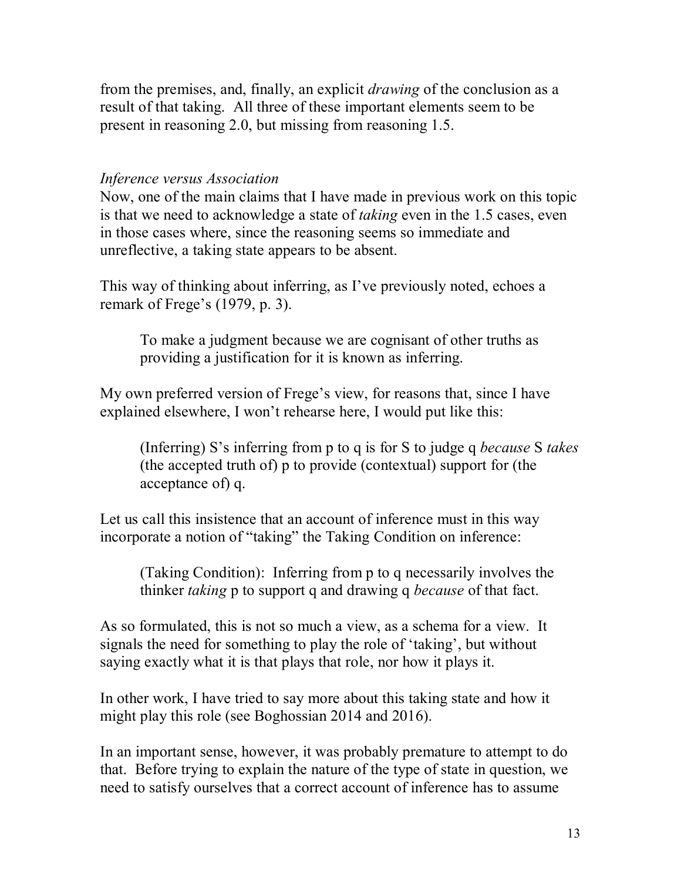from the premises, and, finally, an explicit *drawing* of the conclusion as a result of that taking. All three of these important elements seem to be present in reasoning 2.0, but missing from reasoning 1.5.

*Inference versus Association*

Now, one of the main claims that I have made in previous work on this topic is that we need to acknowledge a state of *taking* even in the 1.5 cases, even in those cases where, since the reasoning seems so immediate and unreflective, a taking state appears to be absent.

This way of thinking about inferring, as I've previously noted, echoes a remark of Frege's (1979, p. 3).

> To make a judgment because we are cognisant of other truths as providing a justification for it is known as inferring.

My own preferred version of Frege's view, for reasons that, since I have explained elsewhere, I won't rehearse here, I would put like this:

> (Inferring) S's inferring from p to q is for S to judge q *because* S *takes* (the accepted truth of) p to provide (contextual) support for (the acceptance of) q.

Let us call this insistence that an account of inference must in this way incorporate a notion of "taking" the Taking Condition on inference:

> (Taking Condition): Inferring from p to q necessarily involves the thinker *taking* p to support q and drawing q *because* of that fact.

As so formulated, this is not so much a view, as a schema for a view. It signals the need for something to play the role of 'taking', but without saying exactly what it is that plays that role, nor how it plays it.

In other work, I have tried to say more about this taking state and how it might play this role (see Boghossian 2014 and 2016).

In an important sense, however, it was probably premature to attempt to do that. Before trying to explain the nature of the type of state in question, we need to satisfy ourselves that a correct account of inference has to assume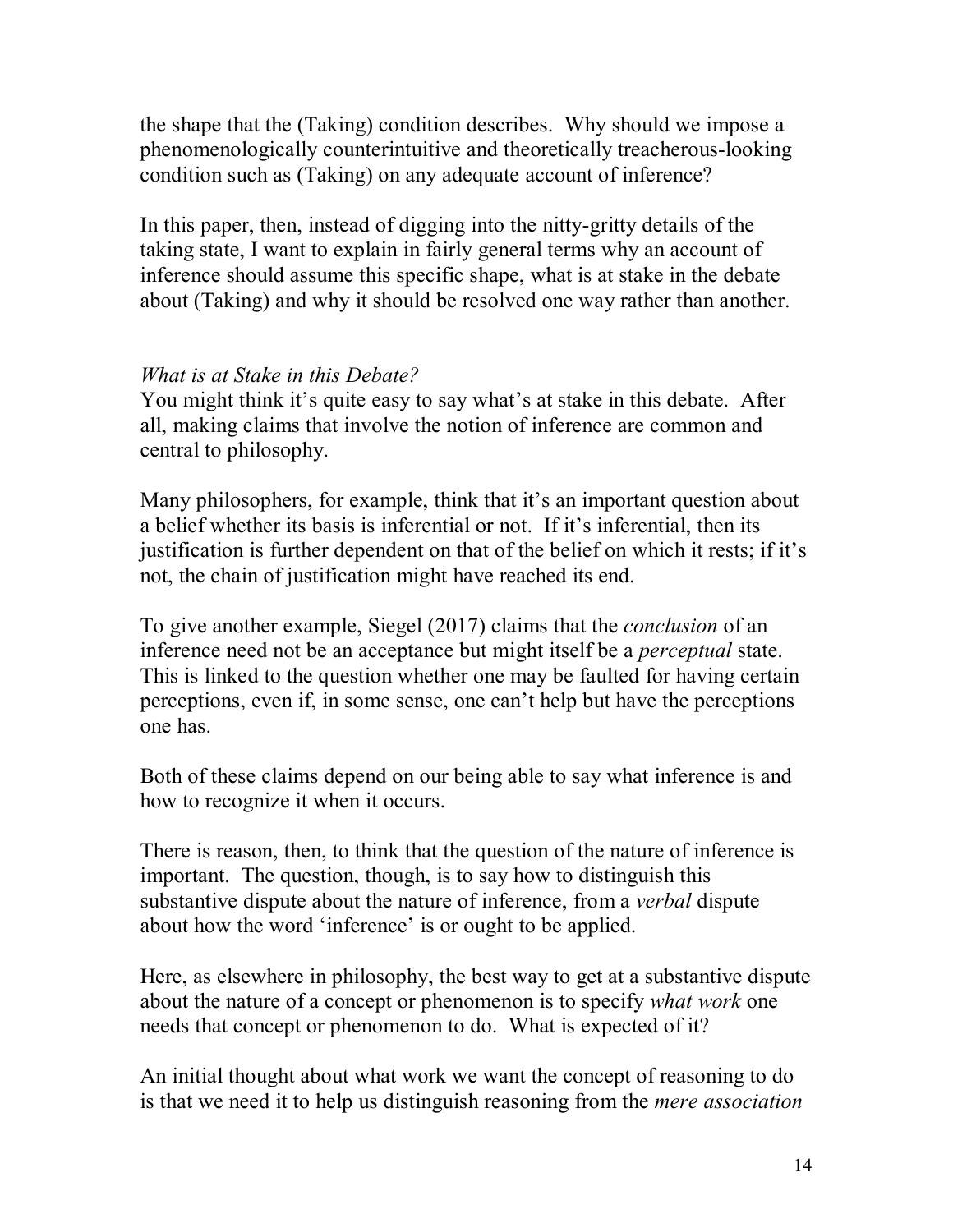the shape that the (Taking) condition describes. Why should we impose a phenomenologically counterintuitive and theoretically treacherous-looking condition such as (Taking) on any adequate account of inference?

In this paper, then, instead of digging into the nitty-gritty details of the taking state, I want to explain in fairly general terms why an account of inference should assume this specific shape, what is at stake in the debate about (Taking) and why it should be resolved one way rather than another.

### *What is at Stake in this Debate?*

You might think it's quite easy to say what's at stake in this debate. After all, making claims that involve the notion of inference are common and central to philosophy.

Many philosophers, for example, think that it's an important question about a belief whether its basis is inferential or not. If it's inferential, then its justification is further dependent on that of the belief on which it rests; if it's not, the chain of justification might have reached its end.

To give another example, Siegel (2017) claims that the *conclusion* of an inference need not be an acceptance but might itself be a *perceptual* state. This is linked to the question whether one may be faulted for having certain perceptions, even if, in some sense, one can't help but have the perceptions one has.

Both of these claims depend on our being able to say what inference is and how to recognize it when it occurs.

There is reason, then, to think that the question of the nature of inference is important. The question, though, is to say how to distinguish this substantive dispute about the nature of inference, from a *verbal* dispute about how the word 'inference' is or ought to be applied.

Here, as elsewhere in philosophy, the best way to get at a substantive dispute about the nature of a concept or phenomenon is to specify *what work* one needs that concept or phenomenon to do. What is expected of it?

An initial thought about what work we want the concept of reasoning to do is that we need it to help us distinguish reasoning from the *mere association*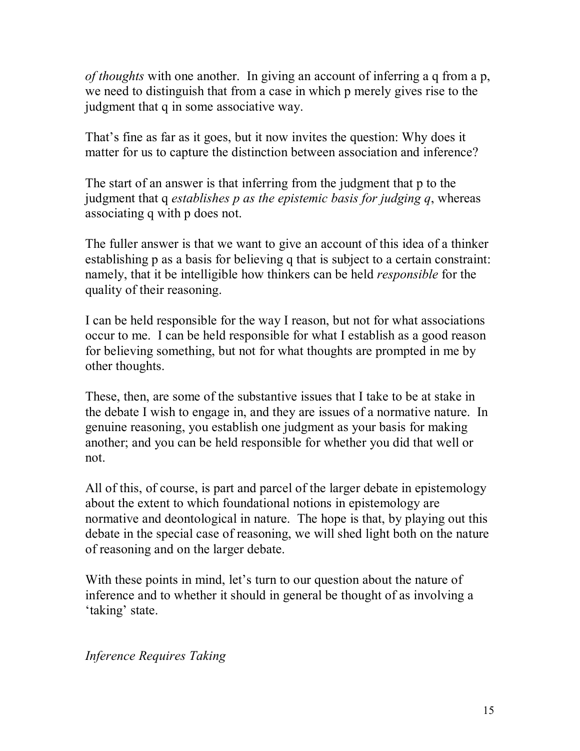*of thoughts* with one another. In giving an account of inferring a q from a p, we need to distinguish that from a case in which p merely gives rise to the judgment that q in some associative way.

That's fine as far as it goes, but it now invites the question: Why does it matter for us to capture the distinction between association and inference?

The start of an answer is that inferring from the judgment that p to the judgment that q *establishes p as the epistemic basis for judging q*, whereas associating q with p does not.

The fuller answer is that we want to give an account of this idea of a thinker establishing p as a basis for believing q that is subject to a certain constraint: namely, that it be intelligible how thinkers can be held *responsible* for the quality of their reasoning.

I can be held responsible for the way I reason, but not for what associations occur to me. I can be held responsible for what I establish as a good reason for believing something, but not for what thoughts are prompted in me by other thoughts.

These, then, are some of the substantive issues that I take to be at stake in the debate I wish to engage in, and they are issues of a normative nature. In genuine reasoning, you establish one judgment as your basis for making another; and you can be held responsible for whether you did that well or not.

All of this, of course, is part and parcel of the larger debate in epistemology about the extent to which foundational notions in epistemology are normative and deontological in nature. The hope is that, by playing out this debate in the special case of reasoning, we will shed light both on the nature of reasoning and on the larger debate.

With these points in mind, let's turn to our question about the nature of inference and to whether it should in general be thought of as involving a 'taking' state.

*Inference Requires Taking*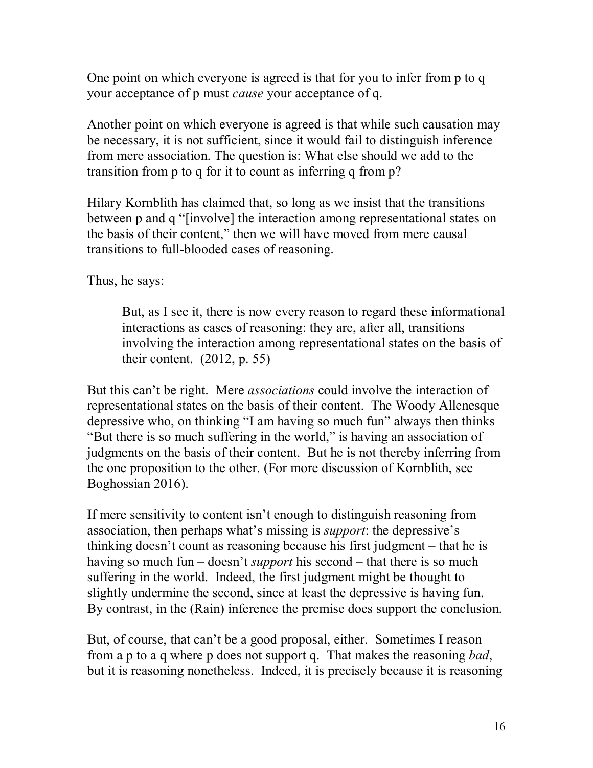One point on which everyone is agreed is that for you to infer from p to q your acceptance of p must *cause* your acceptance of q.

Another point on which everyone is agreed is that while such causation may be necessary, it is not sufficient, since it would fail to distinguish inference from mere association. The question is: What else should we add to the transition from p to q for it to count as inferring q from p?

Hilary Kornblith has claimed that, so long as we insist that the transitions between p and q "[involve] the interaction among representational states on the basis of their content," then we will have moved from mere causal transitions to full-blooded cases of reasoning.

Thus, he says:

> But, as I see it, there is now every reason to regard these informational interactions as cases of reasoning: they are, after all, transitions involving the interaction among representational states on the basis of their content. (2012, p. 55)

But this can't be right. Mere *associations* could involve the interaction of representational states on the basis of their content. The Woody Allenesque depressive who, on thinking "I am having so much fun" always then thinks "But there is so much suffering in the world," is having an association of judgments on the basis of their content. But he is not thereby inferring from the one proposition to the other. (For more discussion of Kornblith, see Boghossian 2016).

If mere sensitivity to content isn't enough to distinguish reasoning from association, then perhaps what's missing is *support*: the depressive's thinking doesn't count as reasoning because his first judgment – that he is having so much fun – doesn't *support* his second – that there is so much suffering in the world. Indeed, the first judgment might be thought to slightly undermine the second, since at least the depressive is having fun. By contrast, in the (Rain) inference the premise does support the conclusion.

But, of course, that can't be a good proposal, either. Sometimes I reason from a p to a q where p does not support q. That makes the reasoning *bad*, but it is reasoning nonetheless. Indeed, it is precisely because it is reasoning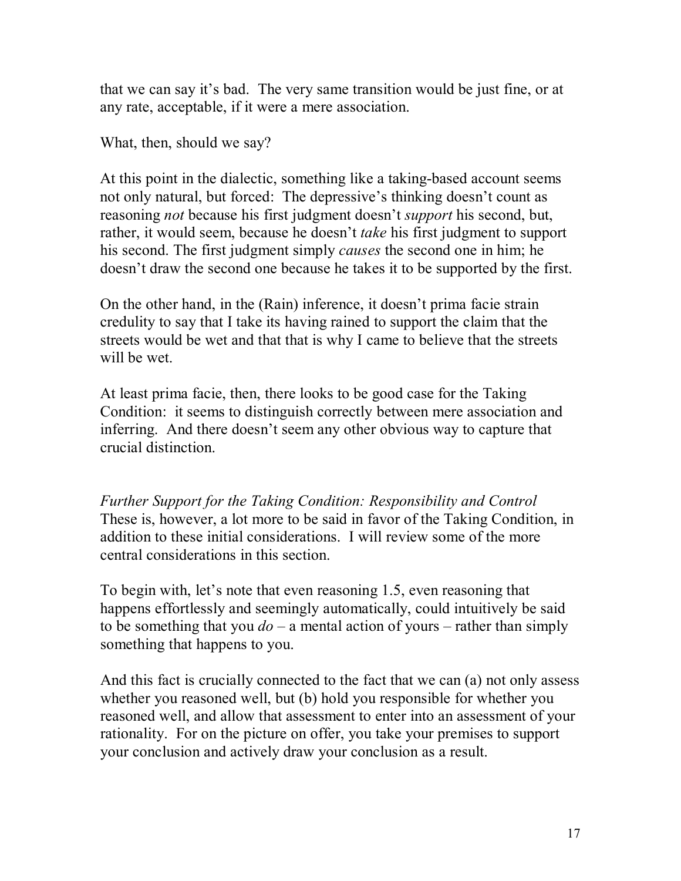that we can say it's bad. The very same transition would be just fine, or at any rate, acceptable, if it were a mere association.

What, then, should we say?

At this point in the dialectic, something like a taking-based account seems not only natural, but forced: The depressive's thinking doesn't count as reasoning *not* because his first judgment doesn't *support* his second, but, rather, it would seem, because he doesn't *take* his first judgment to support his second. The first judgment simply *causes* the second one in him; he doesn't draw the second one because he takes it to be supported by the first.

On the other hand, in the (Rain) inference, it doesn't prima facie strain credulity to say that I take its having rained to support the claim that the streets would be wet and that that is why I came to believe that the streets will be wet.

At least prima facie, then, there looks to be good case for the Taking Condition: it seems to distinguish correctly between mere association and inferring. And there doesn't seem any other obvious way to capture that crucial distinction.

*Further Support for the Taking Condition: Responsibility and Control*

These is, however, a lot more to be said in favor of the Taking Condition, in addition to these initial considerations. I will review some of the more central considerations in this section.

To begin with, let's note that even reasoning 1.5, even reasoning that happens effortlessly and seemingly automatically, could intuitively be said to be something that you *do* – a mental action of yours – rather than simply something that happens to you.

And this fact is crucially connected to the fact that we can (a) not only assess whether you reasoned well, but (b) hold you responsible for whether you reasoned well, and allow that assessment to enter into an assessment of your rationality. For on the picture on offer, you take your premises to support your conclusion and actively draw your conclusion as a result.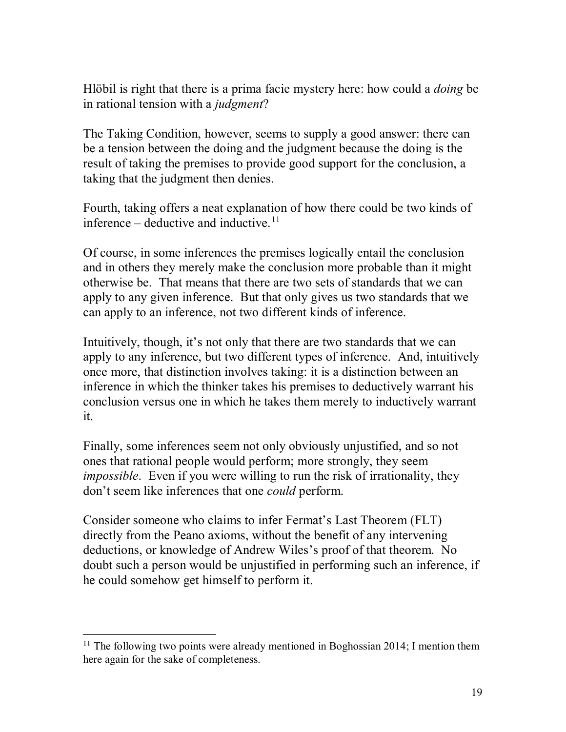Hlöbil is right that there is a prima facie mystery here: how could a *doing* be in rational tension with a *judgment*?

The Taking Condition, however, seems to supply a good answer: there can be a tension between the doing and the judgment because the doing is the result of taking the premises to provide good support for the conclusion, a taking that the judgment then denies.

Fourth, taking offers a neat explanation of how there could be two kinds of inference – deductive and inductive.[11]

Of course, in some inferences the premises logically entail the conclusion and in others they merely make the conclusion more probable than it might otherwise be. That means that there are two sets of standards that we can apply to any given inference. But that only gives us two standards that we can apply to an inference, not two different kinds of inference.

Intuitively, though, it's not only that there are two standards that we can apply to any inference, but two different types of inference. And, intuitively once more, that distinction involves taking: it is a distinction between an inference in which the thinker takes his premises to deductively warrant his conclusion versus one in which he takes them merely to inductively warrant it.

Finally, some inferences seem not only obviously unjustified, and so not ones that rational people would perform; more strongly, they seem *impossible*. Even if you were willing to run the risk of irrationality, they don't seem like inferences that one *could* perform.

Consider someone who claims to infer Fermat's Last Theorem (FLT) directly from the Peano axioms, without the benefit of any intervening deductions, or knowledge of Andrew Wiles's proof of that theorem. No doubt such a person would be unjustified in performing such an inference, if he could somehow get himself to perform it.

---

[11] The following two points were already mentioned in Boghossian 2014; I mention them here again for the sake of completeness.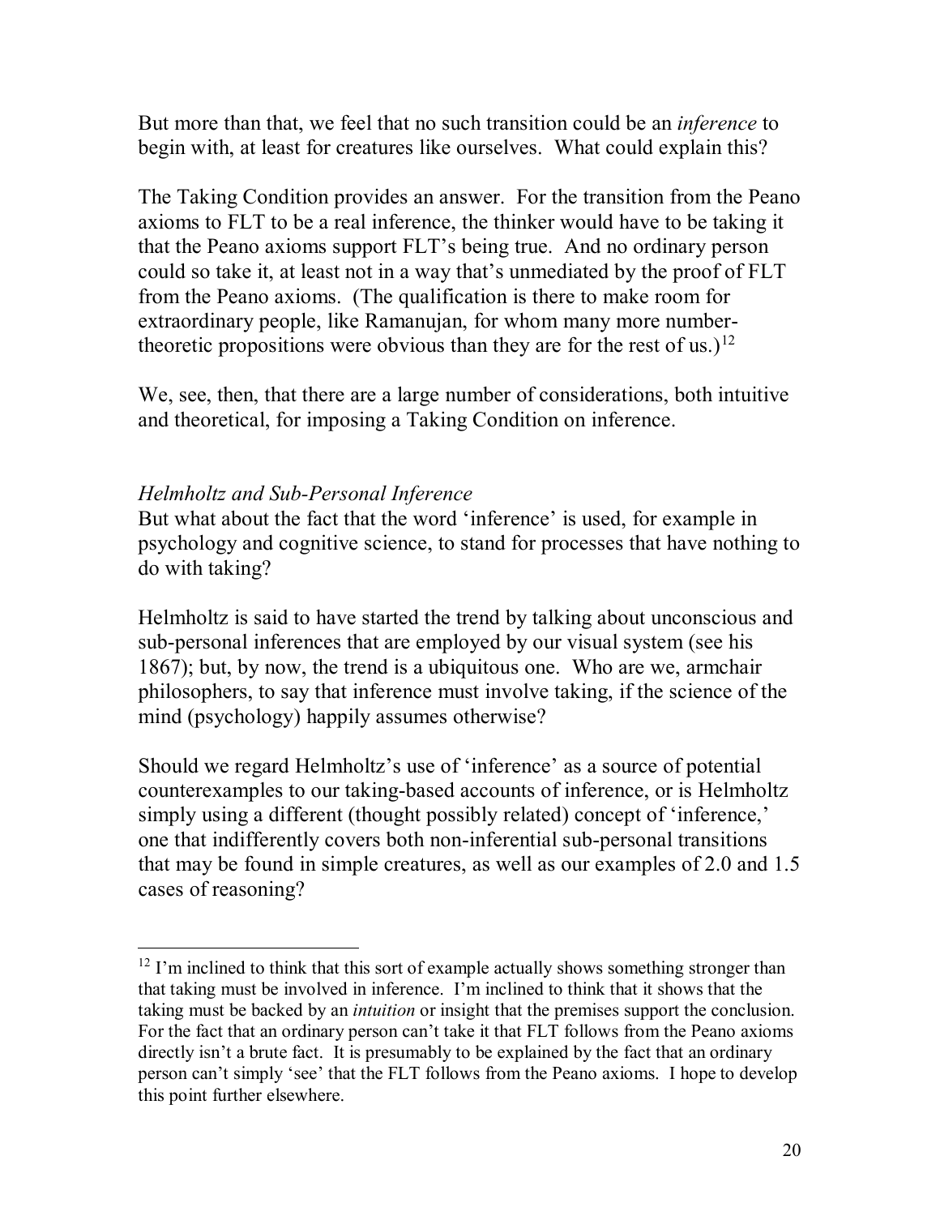But more than that, we feel that no such transition could be an *inference* to begin with, at least for creatures like ourselves. What could explain this?

The Taking Condition provides an answer. For the transition from the Peano axioms to FLT to be a real inference, the thinker would have to be taking it that the Peano axioms support FLT's being true. And no ordinary person could so take it, at least not in a way that's unmediated by the proof of FLT from the Peano axioms. (The qualification is there to make room for extraordinary people, like Ramanujan, for whom many more number-theoretic propositions were obvious than they are for the rest of us.)[12]

We, see, then, that there are a large number of considerations, both intuitive and theoretical, for imposing a Taking Condition on inference.

*Helmholtz and Sub-Personal Inference*

But what about the fact that the word 'inference' is used, for example in psychology and cognitive science, to stand for processes that have nothing to do with taking?

Helmholtz is said to have started the trend by talking about unconscious and sub-personal inferences that are employed by our visual system (see his 1867); but, by now, the trend is a ubiquitous one. Who are we, armchair philosophers, to say that inference must involve taking, if the science of the mind (psychology) happily assumes otherwise?

Should we regard Helmholtz's use of 'inference' as a source of potential counterexamples to our taking-based accounts of inference, or is Helmholtz simply using a different (thought possibly related) concept of 'inference,' one that indifferently covers both non-inferential sub-personal transitions that may be found in simple creatures, as well as our examples of 2.0 and 1.5 cases of reasoning?

---

[12] I'm inclined to think that this sort of example actually shows something stronger than that taking must be involved in inference. I'm inclined to think that it shows that the taking must be backed by an *intuition* or insight that the premises support the conclusion. For the fact that an ordinary person can't take it that FLT follows from the Peano axioms directly isn't a brute fact. It is presumably to be explained by the fact that an ordinary person can't simply 'see' that the FLT follows from the Peano axioms. I hope to develop this point further elsewhere.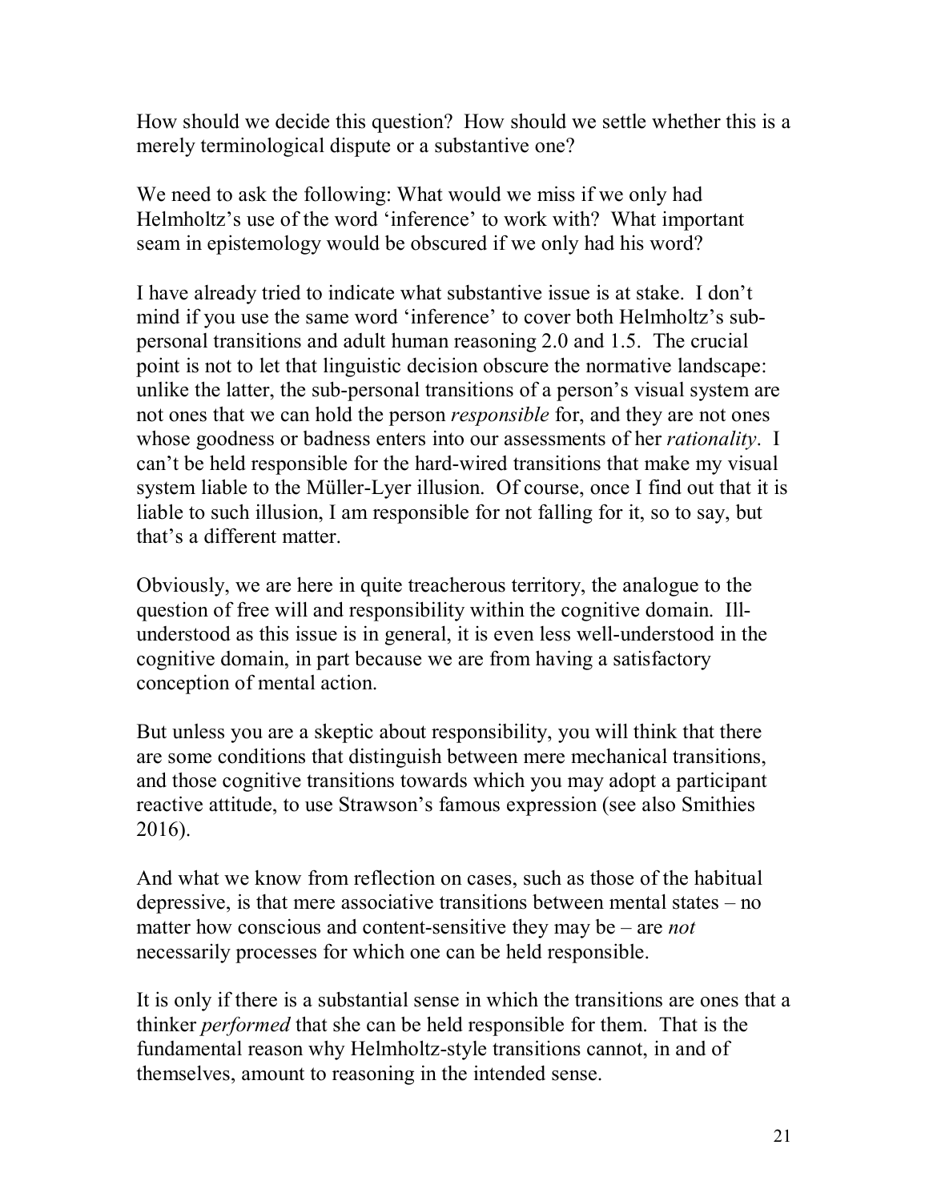How should we decide this question? How should we settle whether this is a merely terminological dispute or a substantive one?

We need to ask the following: What would we miss if we only had Helmholtz's use of the word 'inference' to work with? What important seam in epistemology would be obscured if we only had his word?

I have already tried to indicate what substantive issue is at stake. I don't mind if you use the same word 'inference' to cover both Helmholtz's sub-personal transitions and adult human reasoning 2.0 and 1.5. The crucial point is not to let that linguistic decision obscure the normative landscape: unlike the latter, the sub-personal transitions of a person's visual system are not ones that we can hold the person *responsible* for, and they are not ones whose goodness or badness enters into our assessments of her *rationality*. I can't be held responsible for the hard-wired transitions that make my visual system liable to the Müller-Lyer illusion. Of course, once I find out that it is liable to such illusion, I am responsible for not falling for it, so to say, but that's a different matter.

Obviously, we are here in quite treacherous territory, the analogue to the question of free will and responsibility within the cognitive domain. Ill-understood as this issue is in general, it is even less well-understood in the cognitive domain, in part because we are from having a satisfactory conception of mental action.

But unless you are a skeptic about responsibility, you will think that there are some conditions that distinguish between mere mechanical transitions, and those cognitive transitions towards which you may adopt a participant reactive attitude, to use Strawson's famous expression (see also Smithies 2016).

And what we know from reflection on cases, such as those of the habitual depressive, is that mere associative transitions between mental states – no matter how conscious and content-sensitive they may be – are *not* necessarily processes for which one can be held responsible.

It is only if there is a substantial sense in which the transitions are ones that a thinker *performed* that she can be held responsible for them. That is the fundamental reason why Helmholtz-style transitions cannot, in and of themselves, amount to reasoning in the intended sense.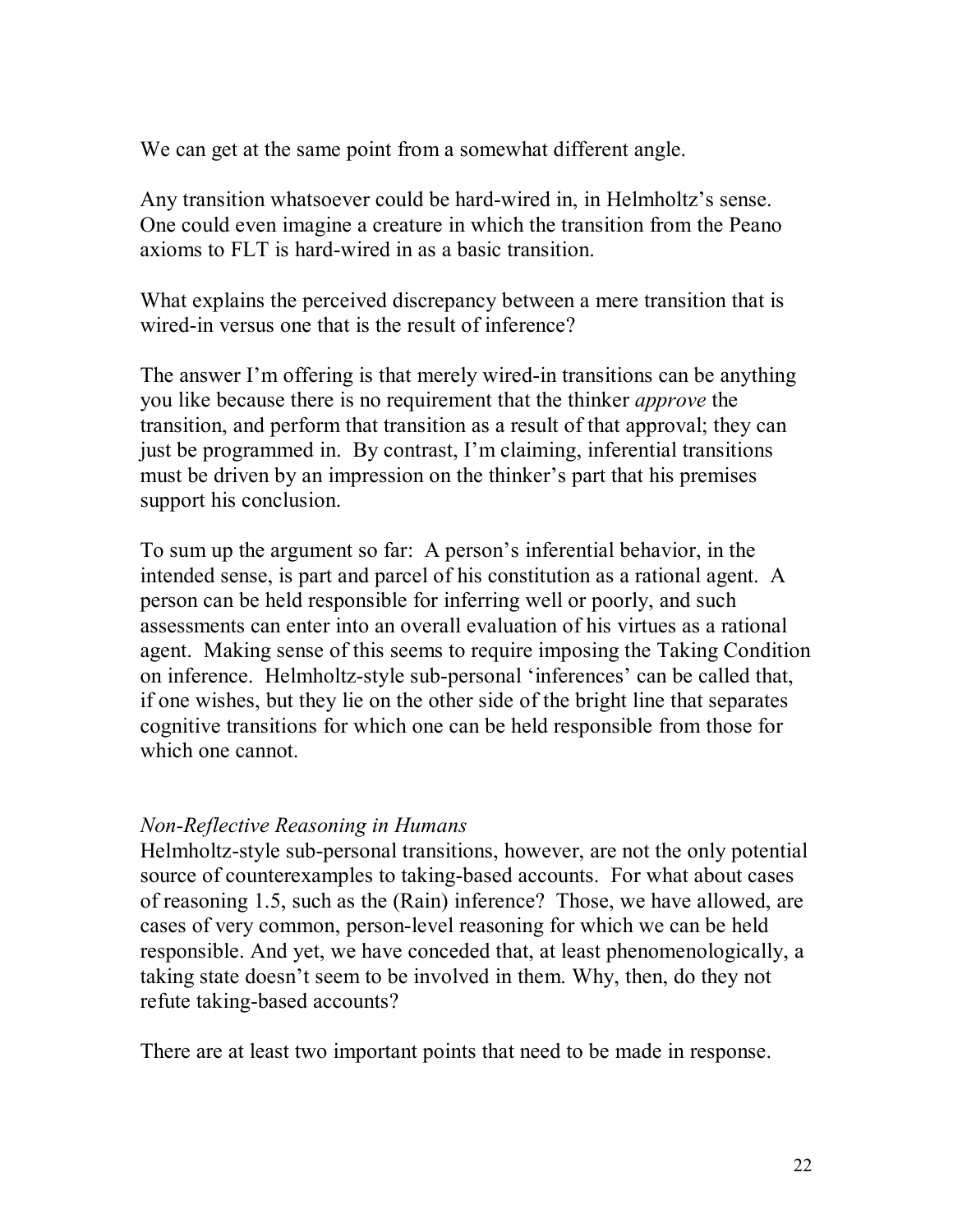We can get at the same point from a somewhat different angle.

Any transition whatsoever could be hard-wired in, in Helmholtz's sense. One could even imagine a creature in which the transition from the Peano axioms to FLT is hard-wired in as a basic transition.

What explains the perceived discrepancy between a mere transition that is wired-in versus one that is the result of inference?

The answer I'm offering is that merely wired-in transitions can be anything you like because there is no requirement that the thinker *approve* the transition, and perform that transition as a result of that approval; they can just be programmed in. By contrast, I'm claiming, inferential transitions must be driven by an impression on the thinker's part that his premises support his conclusion.

To sum up the argument so far: A person's inferential behavior, in the intended sense, is part and parcel of his constitution as a rational agent. A person can be held responsible for inferring well or poorly, and such assessments can enter into an overall evaluation of his virtues as a rational agent. Making sense of this seems to require imposing the Taking Condition on inference. Helmholtz-style sub-personal 'inferences' can be called that, if one wishes, but they lie on the other side of the bright line that separates cognitive transitions for which one can be held responsible from those for which one cannot.

### *Non-Reflective Reasoning in Humans*

Helmholtz-style sub-personal transitions, however, are not the only potential source of counterexamples to taking-based accounts. For what about cases of reasoning 1.5, such as the (Rain) inference? Those, we have allowed, are cases of very common, person-level reasoning for which we can be held responsible. And yet, we have conceded that, at least phenomenologically, a taking state doesn't seem to be involved in them. Why, then, do they not refute taking-based accounts?

There are at least two important points that need to be made in response.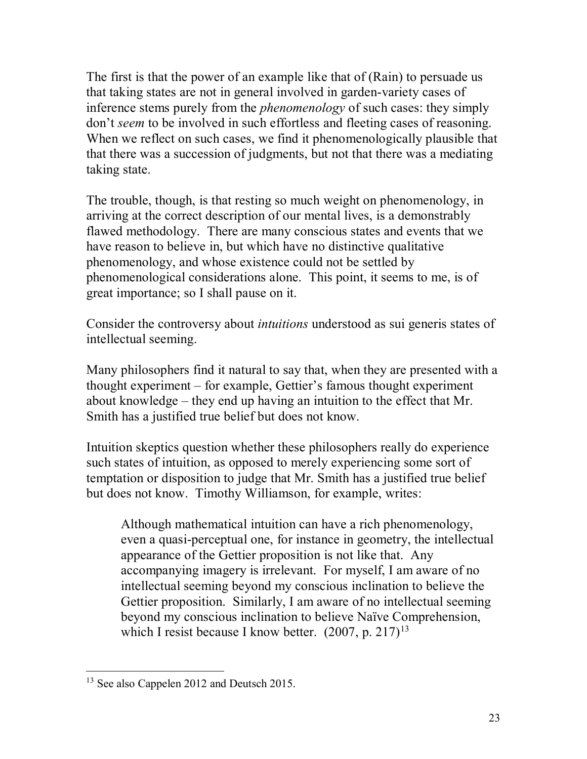The first is that the power of an example like that of (Rain) to persuade us that taking states are not in general involved in garden-variety cases of inference stems purely from the *phenomenology* of such cases: they simply don't *seem* to be involved in such effortless and fleeting cases of reasoning. When we reflect on such cases, we find it phenomenologically plausible that that there was a succession of judgments, but not that there was a mediating taking state.

The trouble, though, is that resting so much weight on phenomenology, in arriving at the correct description of our mental lives, is a demonstrably flawed methodology. There are many conscious states and events that we have reason to believe in, but which have no distinctive qualitative phenomenology, and whose existence could not be settled by phenomenological considerations alone. This point, it seems to me, is of great importance; so I shall pause on it.

Consider the controversy about *intuitions* understood as sui generis states of intellectual seeming.

Many philosophers find it natural to say that, when they are presented with a thought experiment – for example, Gettier's famous thought experiment about knowledge – they end up having an intuition to the effect that Mr. Smith has a justified true belief but does not know.

Intuition skeptics question whether these philosophers really do experience such states of intuition, as opposed to merely experiencing some sort of temptation or disposition to judge that Mr. Smith has a justified true belief but does not know. Timothy Williamson, for example, writes:

> Although mathematical intuition can have a rich phenomenology, even a quasi-perceptual one, for instance in geometry, the intellectual appearance of the Gettier proposition is not like that. Any accompanying imagery is irrelevant. For myself, I am aware of no intellectual seeming beyond my conscious inclination to believe the Gettier proposition. Similarly, I am aware of no intellectual seeming beyond my conscious inclination to believe Naïve Comprehension, which I resist because I know better. (2007, p. 217)[13]

---

[13] See also Cappelen 2012 and Deutsch 2015.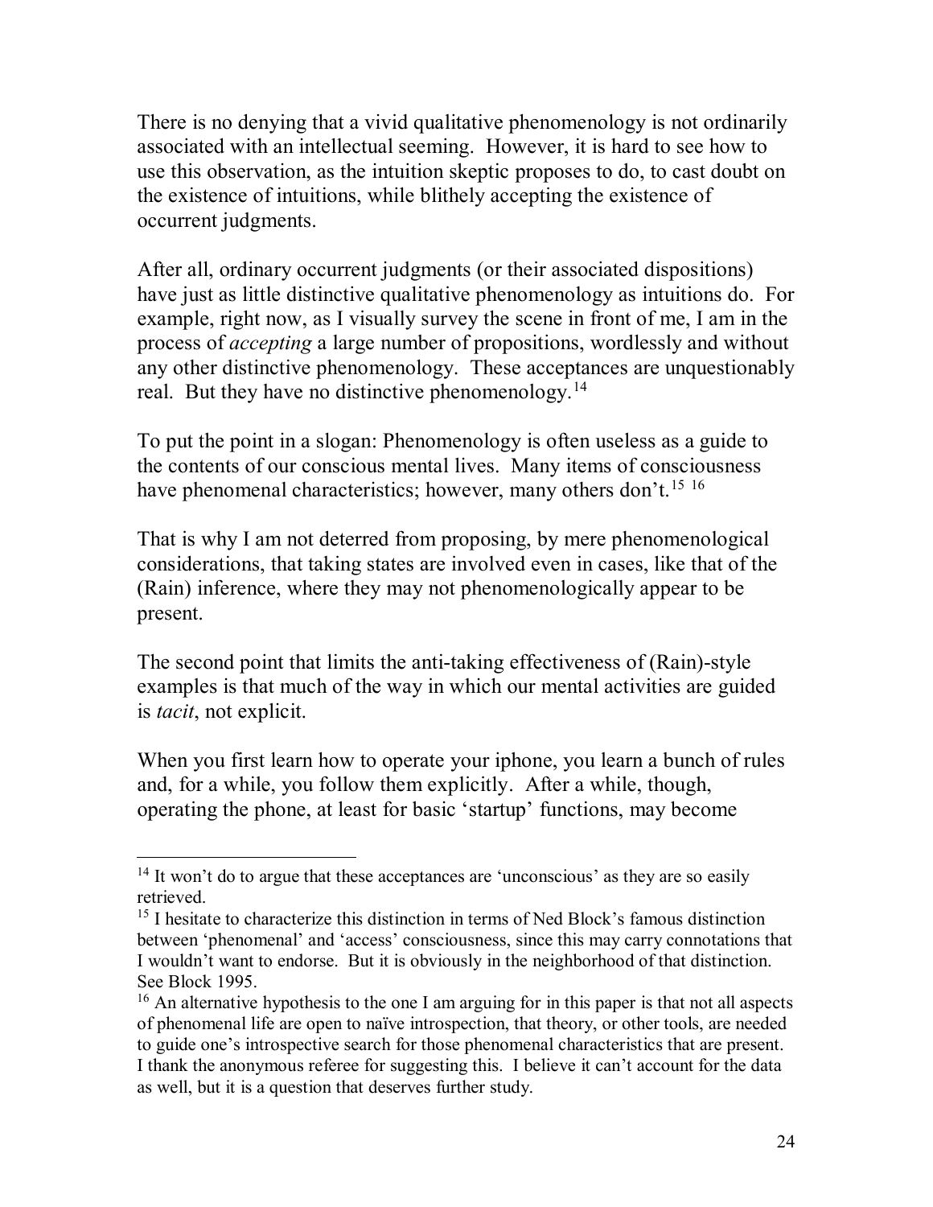There is no denying that a vivid qualitative phenomenology is not ordinarily associated with an intellectual seeming. However, it is hard to see how to use this observation, as the intuition skeptic proposes to do, to cast doubt on the existence of intuitions, while blithely accepting the existence of occurrent judgments.

After all, ordinary occurrent judgments (or their associated dispositions) have just as little distinctive qualitative phenomenology as intuitions do. For example, right now, as I visually survey the scene in front of me, I am in the process of *accepting* a large number of propositions, wordlessly and without any other distinctive phenomenology. These acceptances are unquestionably real. But they have no distinctive phenomenology.[14]

To put the point in a slogan: Phenomenology is often useless as a guide to the contents of our conscious mental lives. Many items of consciousness have phenomenal characteristics; however, many others don't.[15] [16]

That is why I am not deterred from proposing, by mere phenomenological considerations, that taking states are involved even in cases, like that of the (Rain) inference, where they may not phenomenologically appear to be present.

The second point that limits the anti-taking effectiveness of (Rain)-style examples is that much of the way in which our mental activities are guided is *tacit*, not explicit.

When you first learn how to operate your iphone, you learn a bunch of rules and, for a while, you follow them explicitly. After a while, though, operating the phone, at least for basic 'startup' functions, may become

---

[14] It won't do to argue that these acceptances are 'unconscious' as they are so easily retrieved.

[15] I hesitate to characterize this distinction in terms of Ned Block's famous distinction between 'phenomenal' and 'access' consciousness, since this may carry connotations that I wouldn't want to endorse. But it is obviously in the neighborhood of that distinction. See Block 1995.

[16] An alternative hypothesis to the one I am arguing for in this paper is that not all aspects of phenomenal life are open to naïve introspection, that theory, or other tools, are needed to guide one's introspective search for those phenomenal characteristics that are present. I thank the anonymous referee for suggesting this. I believe it can't account for the data as well, but it is a question that deserves further study.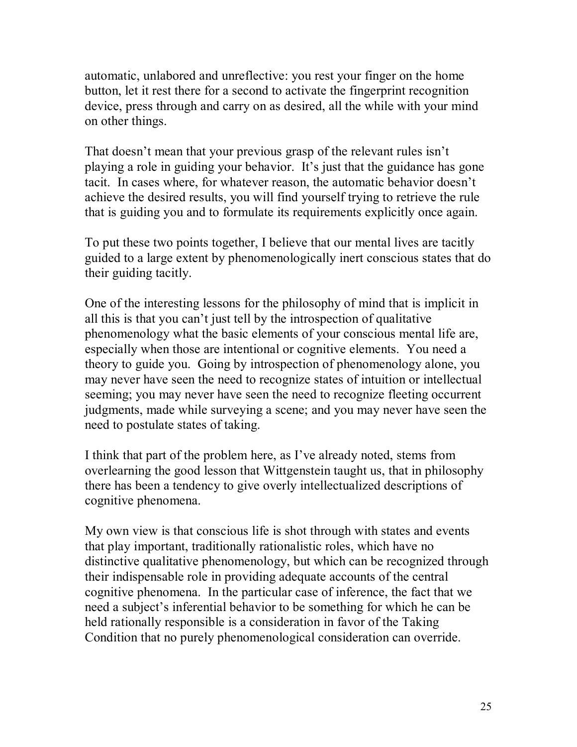automatic, unlabored and unreflective: you rest your finger on the home button, let it rest there for a second to activate the fingerprint recognition device, press through and carry on as desired, all the while with your mind on other things.

That doesn't mean that your previous grasp of the relevant rules isn't playing a role in guiding your behavior. It's just that the guidance has gone tacit. In cases where, for whatever reason, the automatic behavior doesn't achieve the desired results, you will find yourself trying to retrieve the rule that is guiding you and to formulate its requirements explicitly once again.

To put these two points together, I believe that our mental lives are tacitly guided to a large extent by phenomenologically inert conscious states that do their guiding tacitly.

One of the interesting lessons for the philosophy of mind that is implicit in all this is that you can't just tell by the introspection of qualitative phenomenology what the basic elements of your conscious mental life are, especially when those are intentional or cognitive elements. You need a theory to guide you. Going by introspection of phenomenology alone, you may never have seen the need to recognize states of intuition or intellectual seeming; you may never have seen the need to recognize fleeting occurrent judgments, made while surveying a scene; and you may never have seen the need to postulate states of taking.

I think that part of the problem here, as I've already noted, stems from overlearning the good lesson that Wittgenstein taught us, that in philosophy there has been a tendency to give overly intellectualized descriptions of cognitive phenomena.

My own view is that conscious life is shot through with states and events that play important, traditionally rationalistic roles, which have no distinctive qualitative phenomenology, but which can be recognized through their indispensable role in providing adequate accounts of the central cognitive phenomena. In the particular case of inference, the fact that we need a subject's inferential behavior to be something for which he can be held rationally responsible is a consideration in favor of the Taking Condition that no purely phenomenological consideration can override.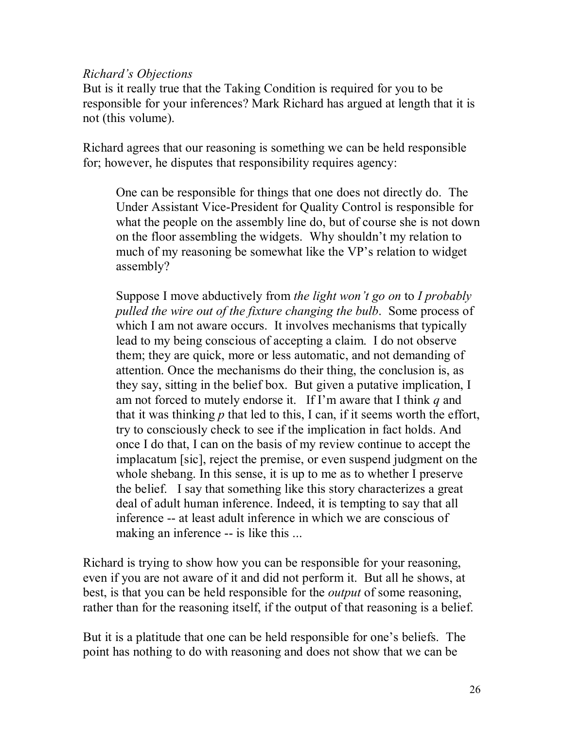*Richard's Objections*

But is it really true that the Taking Condition is required for you to be responsible for your inferences? Mark Richard has argued at length that it is not (this volume).

Richard agrees that our reasoning is something we can be held responsible for; however, he disputes that responsibility requires agency:

> One can be responsible for things that one does not directly do. The Under Assistant Vice-President for Quality Control is responsible for what the people on the assembly line do, but of course she is not down on the floor assembling the widgets. Why shouldn't my relation to much of my reasoning be somewhat like the VP's relation to widget assembly?
>
> Suppose I move abductively from *the light won't go on* to *I probably pulled the wire out of the fixture changing the bulb*. Some process of which I am not aware occurs. It involves mechanisms that typically lead to my being conscious of accepting a claim. I do not observe them; they are quick, more or less automatic, and not demanding of attention. Once the mechanisms do their thing, the conclusion is, as they say, sitting in the belief box. But given a putative implication, I am not forced to mutely endorse it. If I'm aware that I think *q* and that it was thinking *p* that led to this, I can, if it seems worth the effort, try to consciously check to see if the implication in fact holds. And once I do that, I can on the basis of my review continue to accept the implacatum [sic], reject the premise, or even suspend judgment on the whole shebang. In this sense, it is up to me as to whether I preserve the belief. I say that something like this story characterizes a great deal of adult human inference. Indeed, it is tempting to say that all inference -- at least adult inference in which we are conscious of making an inference -- is like this ...

Richard is trying to show how you can be responsible for your reasoning, even if you are not aware of it and did not perform it. But all he shows, at best, is that you can be held responsible for the *output* of some reasoning, rather than for the reasoning itself, if the output of that reasoning is a belief.

But it is a platitude that one can be held responsible for one's beliefs. The point has nothing to do with reasoning and does not show that we can be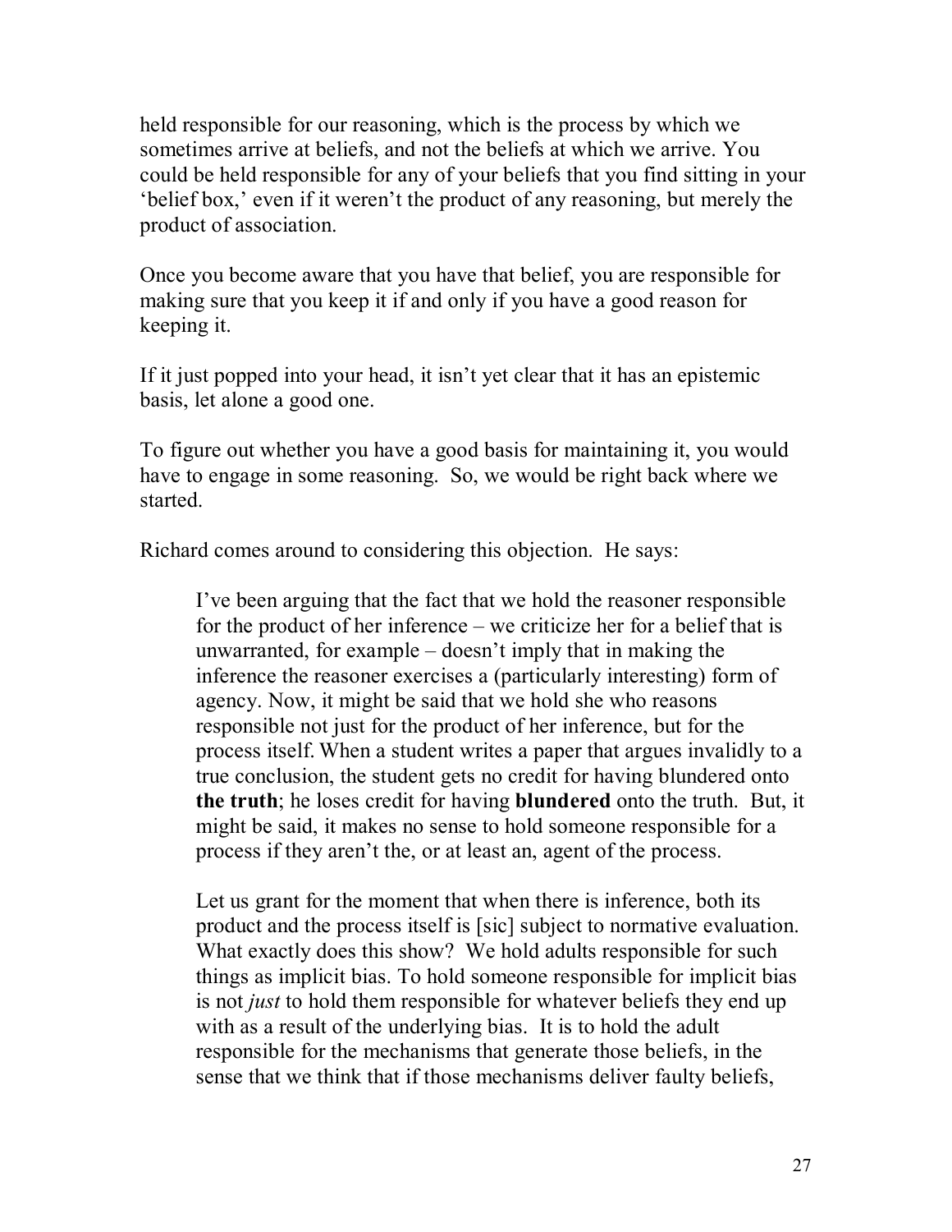held responsible for our reasoning, which is the process by which we sometimes arrive at beliefs, and not the beliefs at which we arrive. You could be held responsible for any of your beliefs that you find sitting in your 'belief box,' even if it weren't the product of any reasoning, but merely the product of association.

Once you become aware that you have that belief, you are responsible for making sure that you keep it if and only if you have a good reason for keeping it.

If it just popped into your head, it isn't yet clear that it has an epistemic basis, let alone a good one.

To figure out whether you have a good basis for maintaining it, you would have to engage in some reasoning. So, we would be right back where we started.

Richard comes around to considering this objection. He says:

> I've been arguing that the fact that we hold the reasoner responsible for the product of her inference – we criticize her for a belief that is unwarranted, for example – doesn't imply that in making the inference the reasoner exercises a (particularly interesting) form of agency. Now, it might be said that we hold she who reasons responsible not just for the product of her inference, but for the process itself. When a student writes a paper that argues invalidly to a true conclusion, the student gets no credit for having blundered onto **the truth**; he loses credit for having **blundered** onto the truth. But, it might be said, it makes no sense to hold someone responsible for a process if they aren't the, or at least an, agent of the process.
>
> Let us grant for the moment that when there is inference, both its product and the process itself is [sic] subject to normative evaluation. What exactly does this show? We hold adults responsible for such things as implicit bias. To hold someone responsible for implicit bias is not *just* to hold them responsible for whatever beliefs they end up with as a result of the underlying bias. It is to hold the adult responsible for the mechanisms that generate those beliefs, in the sense that we think that if those mechanisms deliver faulty beliefs,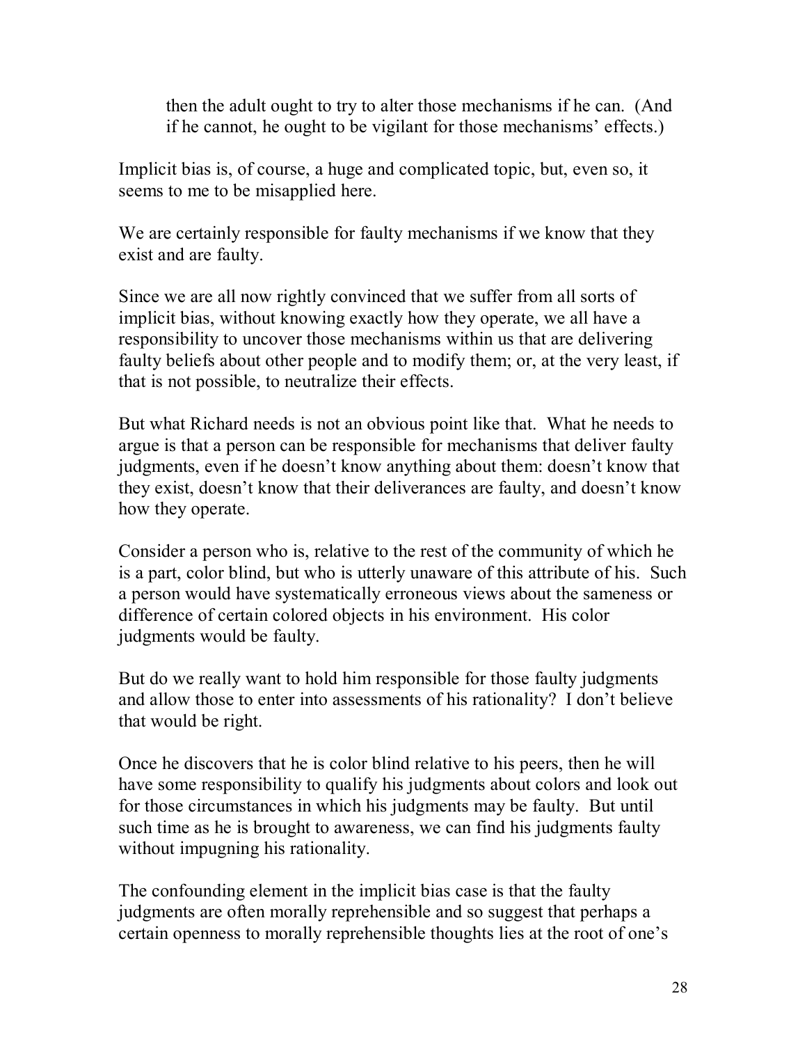> then the adult ought to try to alter those mechanisms if he can. (And if he cannot, he ought to be vigilant for those mechanisms' effects.)

Implicit bias is, of course, a huge and complicated topic, but, even so, it seems to me to be misapplied here.

We are certainly responsible for faulty mechanisms if we know that they exist and are faulty.

Since we are all now rightly convinced that we suffer from all sorts of implicit bias, without knowing exactly how they operate, we all have a responsibility to uncover those mechanisms within us that are delivering faulty beliefs about other people and to modify them; or, at the very least, if that is not possible, to neutralize their effects.

But what Richard needs is not an obvious point like that. What he needs to argue is that a person can be responsible for mechanisms that deliver faulty judgments, even if he doesn't know anything about them: doesn't know that they exist, doesn't know that their deliverances are faulty, and doesn't know how they operate.

Consider a person who is, relative to the rest of the community of which he is a part, color blind, but who is utterly unaware of this attribute of his. Such a person would have systematically erroneous views about the sameness or difference of certain colored objects in his environment. His color judgments would be faulty.

But do we really want to hold him responsible for those faulty judgments and allow those to enter into assessments of his rationality? I don't believe that would be right.

Once he discovers that he is color blind relative to his peers, then he will have some responsibility to qualify his judgments about colors and look out for those circumstances in which his judgments may be faulty. But until such time as he is brought to awareness, we can find his judgments faulty without impugning his rationality.

The confounding element in the implicit bias case is that the faulty judgments are often morally reprehensible and so suggest that perhaps a certain openness to morally reprehensible thoughts lies at the root of one's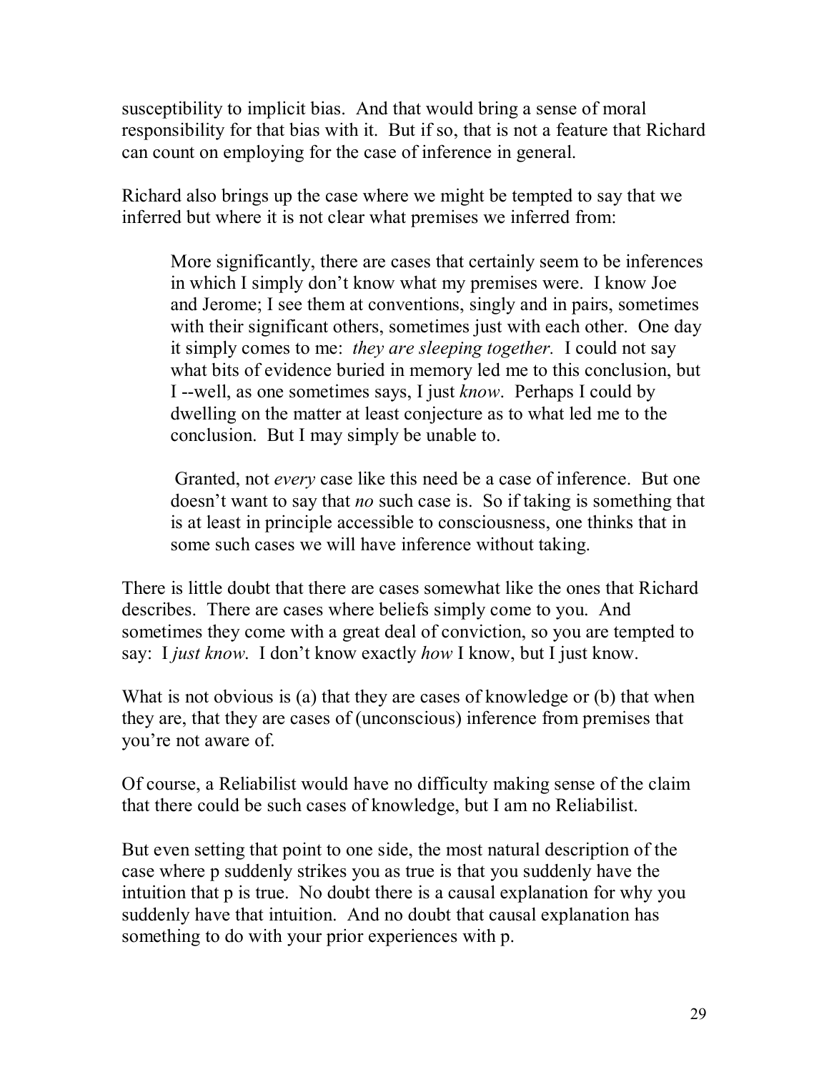susceptibility to implicit bias. And that would bring a sense of moral responsibility for that bias with it. But if so, that is not a feature that Richard can count on employing for the case of inference in general.

Richard also brings up the case where we might be tempted to say that we inferred but where it is not clear what premises we inferred from:

> More significantly, there are cases that certainly seem to be inferences in which I simply don't know what my premises were. I know Joe and Jerome; I see them at conventions, singly and in pairs, sometimes with their significant others, sometimes just with each other. One day it simply comes to me: *they are sleeping together.* I could not say what bits of evidence buried in memory led me to this conclusion, but I --well, as one sometimes says, I just *know*. Perhaps I could by dwelling on the matter at least conjecture as to what led me to the conclusion. But I may simply be unable to.
>
> Granted, not *every* case like this need be a case of inference. But one doesn't want to say that *no* such case is. So if taking is something that is at least in principle accessible to consciousness, one thinks that in some such cases we will have inference without taking.

There is little doubt that there are cases somewhat like the ones that Richard describes. There are cases where beliefs simply come to you. And sometimes they come with a great deal of conviction, so you are tempted to say: I *just know*. I don't know exactly *how* I know, but I just know.

What is not obvious is (a) that they are cases of knowledge or (b) that when they are, that they are cases of (unconscious) inference from premises that you're not aware of.

Of course, a Reliabilist would have no difficulty making sense of the claim that there could be such cases of knowledge, but I am no Reliabilist.

But even setting that point to one side, the most natural description of the case where p suddenly strikes you as true is that you suddenly have the intuition that p is true. No doubt there is a causal explanation for why you suddenly have that intuition. And no doubt that causal explanation has something to do with your prior experiences with p.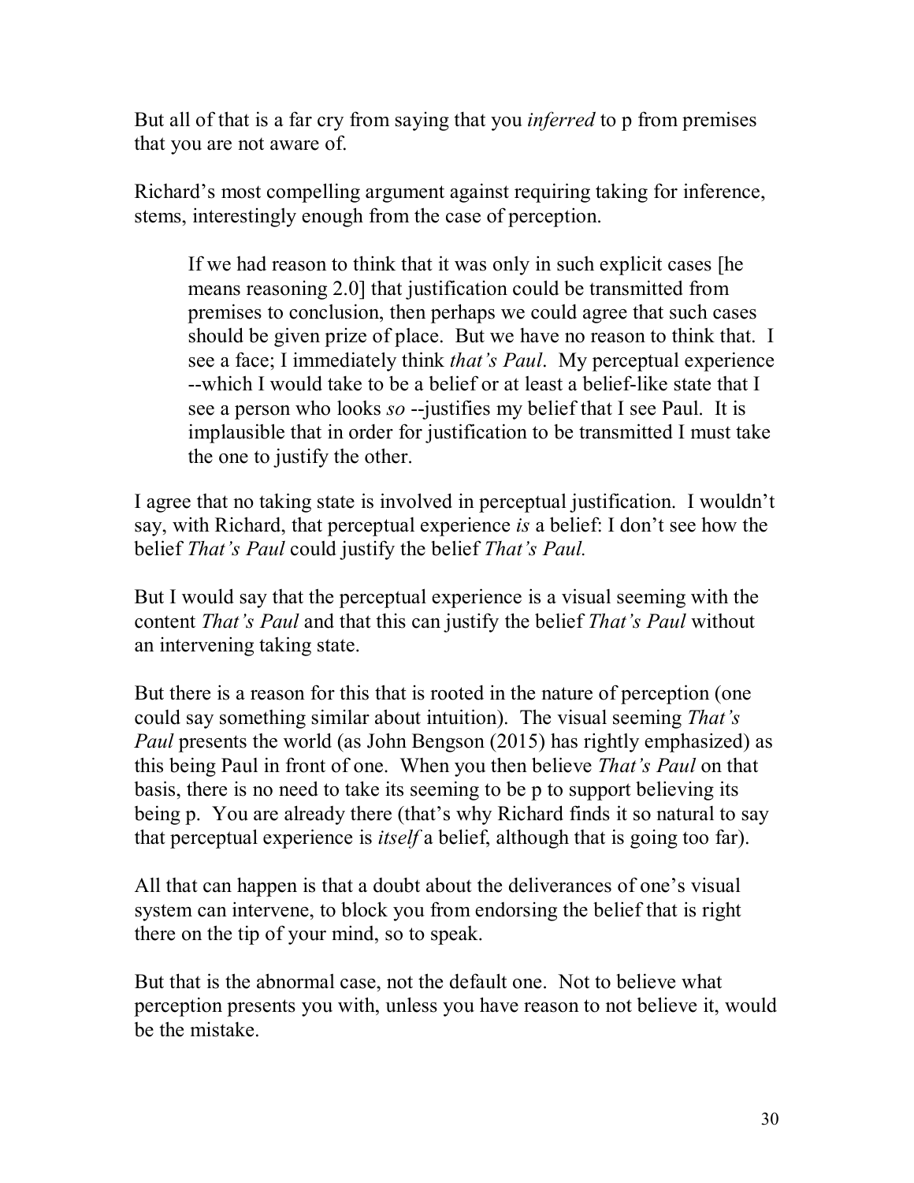But all of that is a far cry from saying that you *inferred* to p from premises that you are not aware of.

Richard's most compelling argument against requiring taking for inference, stems, interestingly enough from the case of perception.

> If we had reason to think that it was only in such explicit cases [he means reasoning 2.0] that justification could be transmitted from premises to conclusion, then perhaps we could agree that such cases should be given prize of place. But we have no reason to think that. I see a face; I immediately think *that's Paul*. My perceptual experience --which I would take to be a belief or at least a belief-like state that I see a person who looks *so* --justifies my belief that I see Paul. It is implausible that in order for justification to be transmitted I must take the one to justify the other.

I agree that no taking state is involved in perceptual justification. I wouldn't say, with Richard, that perceptual experience *is* a belief: I don't see how the belief *That's Paul* could justify the belief *That's Paul.*

But I would say that the perceptual experience is a visual seeming with the content *That's Paul* and that this can justify the belief *That's Paul* without an intervening taking state.

But there is a reason for this that is rooted in the nature of perception (one could say something similar about intuition). The visual seeming *That's Paul* presents the world (as John Bengson (2015) has rightly emphasized) as this being Paul in front of one. When you then believe *That's Paul* on that basis, there is no need to take its seeming to be p to support believing its being p. You are already there (that's why Richard finds it so natural to say that perceptual experience is *itself* a belief, although that is going too far).

All that can happen is that a doubt about the deliverances of one's visual system can intervene, to block you from endorsing the belief that is right there on the tip of your mind, so to speak.

But that is the abnormal case, not the default one. Not to believe what perception presents you with, unless you have reason to not believe it, would be the mistake.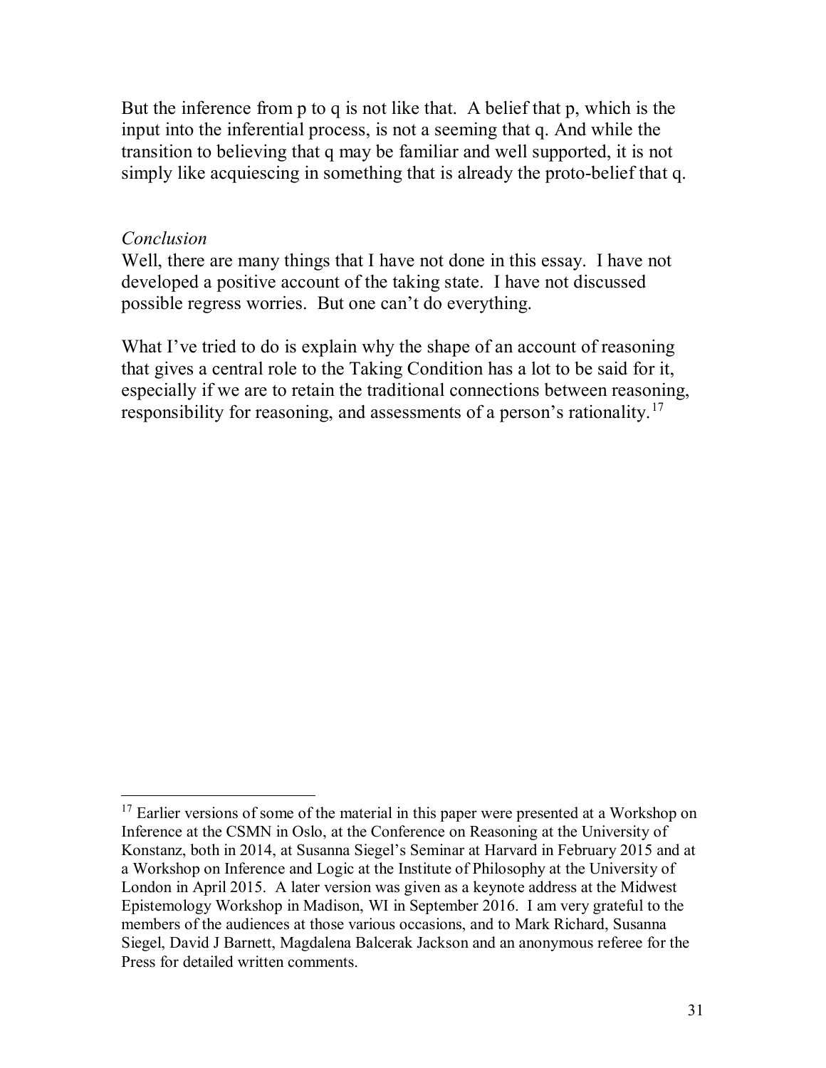But the inference from p to q is not like that. A belief that p, which is the input into the inferential process, is not a seeming that q. And while the transition to believing that q may be familiar and well supported, it is not simply like acquiescing in something that is already the proto-belief that q.

*Conclusion*

Well, there are many things that I have not done in this essay. I have not developed a positive account of the taking state. I have not discussed possible regress worries. But one can't do everything.

What I've tried to do is explain why the shape of an account of reasoning that gives a central role to the Taking Condition has a lot to be said for it, especially if we are to retain the traditional connections between reasoning, responsibility for reasoning, and assessments of a person's rationality.[17]

---

[17] Earlier versions of some of the material in this paper were presented at a Workshop on Inference at the CSMN in Oslo, at the Conference on Reasoning at the University of Konstanz, both in 2014, at Susanna Siegel's Seminar at Harvard in February 2015 and at a Workshop on Inference and Logic at the Institute of Philosophy at the University of London in April 2015. A later version was given as a keynote address at the Midwest Epistemology Workshop in Madison, WI in September 2016. I am very grateful to the members of the audiences at those various occasions, and to Mark Richard, Susanna Siegel, David J Barnett, Magdalena Balcerak Jackson and an anonymous referee for the Press for detailed written comments.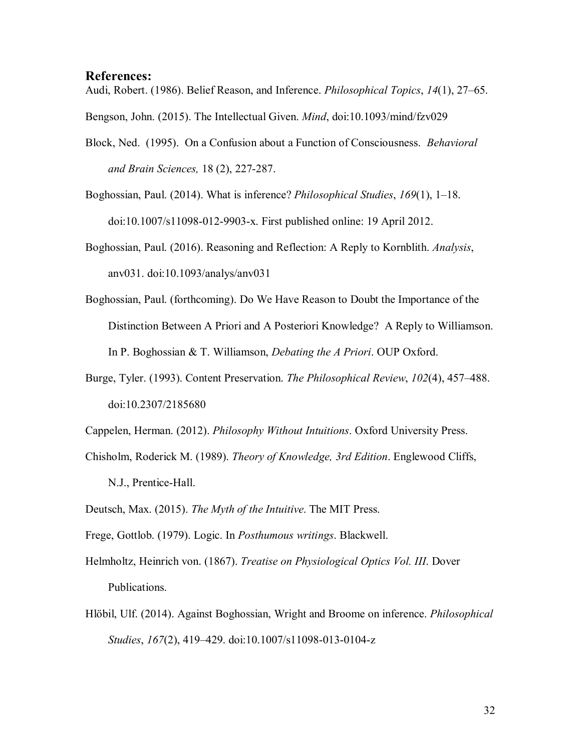## References:

Audi, Robert. (1986). Belief Reason, and Inference. *Philosophical Topics*, *14*(1), 27–65.

Bengson, John. (2015). The Intellectual Given. *Mind*, doi:10.1093/mind/fzv029

Block, Ned. (1995). On a Confusion about a Function of Consciousness. *Behavioral and Brain Sciences,* 18 (2), 227-287.

Boghossian, Paul. (2014). What is inference? *Philosophical Studies*, *169*(1), 1–18. doi:10.1007/s11098-012-9903-x. First published online: 19 April 2012.

Boghossian, Paul. (2016). Reasoning and Reflection: A Reply to Kornblith. *Analysis*, anv031. doi:10.1093/analys/anv031

Boghossian, Paul. (forthcoming). Do We Have Reason to Doubt the Importance of the Distinction Between A Priori and A Posteriori Knowledge? A Reply to Williamson. In P. Boghossian & T. Williamson, *Debating the A Priori*. OUP Oxford.

Burge, Tyler. (1993). Content Preservation. *The Philosophical Review*, *102*(4), 457–488. doi:10.2307/2185680

Cappelen, Herman. (2012). *Philosophy Without Intuitions*. Oxford University Press.

Chisholm, Roderick M. (1989). *Theory of Knowledge, 3rd Edition*. Englewood Cliffs, N.J., Prentice-Hall.

Deutsch, Max. (2015). *The Myth of the Intuitive*. The MIT Press.

Frege, Gottlob. (1979). Logic. In *Posthumous writings*. Blackwell.

Helmholtz, Heinrich von. (1867). *Treatise on Physiological Optics Vol. III*. Dover Publications.

Hlöbil, Ulf. (2014). Against Boghossian, Wright and Broome on inference. *Philosophical Studies*, *167*(2), 419–429. doi:10.1007/s11098-013-0104-z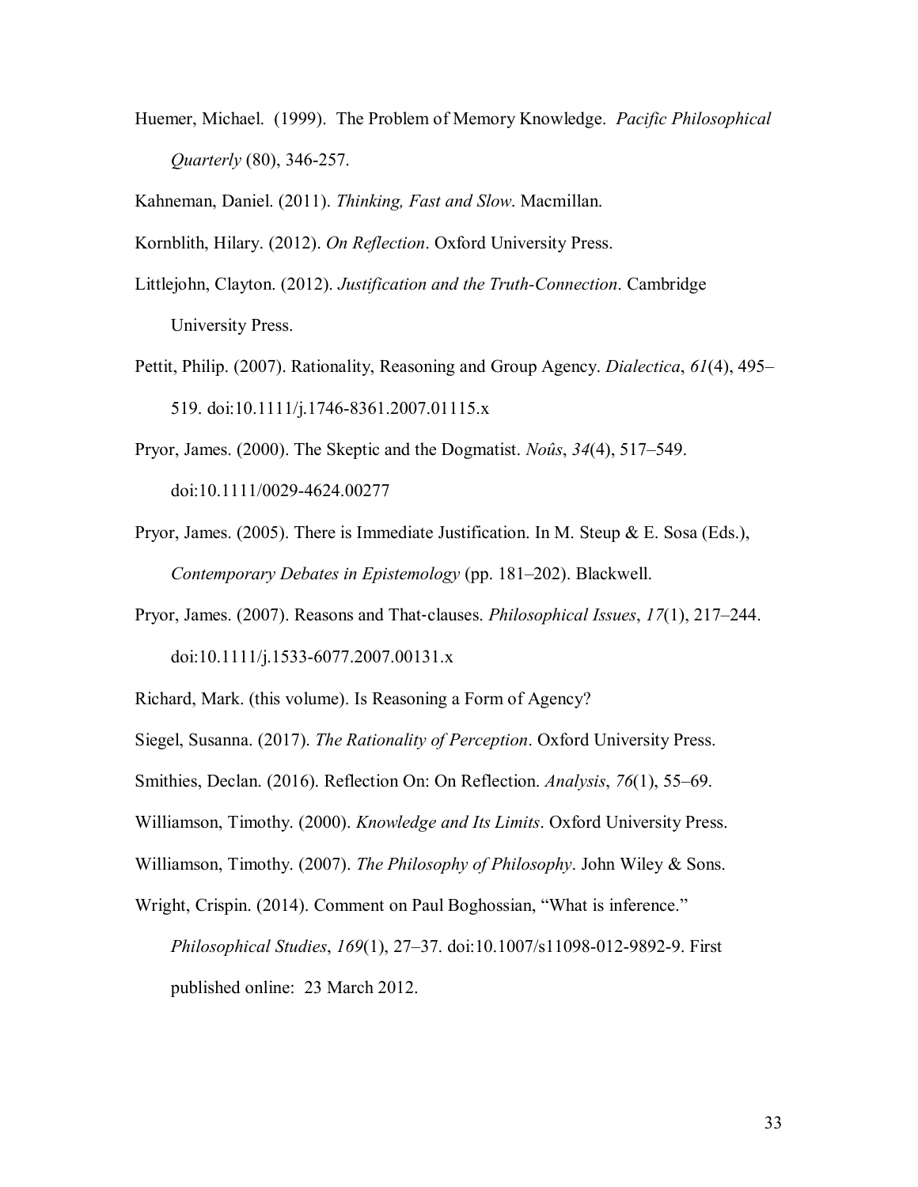Huemer, Michael. (1999). The Problem of Memory Knowledge. *Pacific Philosophical Quarterly* (80), 346-257.

Kahneman, Daniel. (2011). *Thinking, Fast and Slow*. Macmillan.

Kornblith, Hilary. (2012). *On Reflection*. Oxford University Press.

Littlejohn, Clayton. (2012). *Justification and the Truth-Connection*. Cambridge University Press.

Pettit, Philip. (2007). Rationality, Reasoning and Group Agency. *Dialectica*, *61*(4), 495–519. doi:10.1111/j.1746-8361.2007.01115.x

Pryor, James. (2000). The Skeptic and the Dogmatist. *Noûs*, *34*(4), 517–549. doi:10.1111/0029-4624.00277

Pryor, James. (2005). There is Immediate Justification. In M. Steup & E. Sosa (Eds.), *Contemporary Debates in Epistemology* (pp. 181–202). Blackwell.

Pryor, James. (2007). Reasons and That-clauses. *Philosophical Issues*, *17*(1), 217–244. doi:10.1111/j.1533-6077.2007.00131.x

Richard, Mark. (this volume). Is Reasoning a Form of Agency?

Siegel, Susanna. (2017). *The Rationality of Perception*. Oxford University Press.

Smithies, Declan. (2016). Reflection On: On Reflection. *Analysis*, *76*(1), 55–69.

Williamson, Timothy. (2000). *Knowledge and Its Limits*. Oxford University Press.

Williamson, Timothy. (2007). *The Philosophy of Philosophy*. John Wiley & Sons.

Wright, Crispin. (2014). Comment on Paul Boghossian, "What is inference." *Philosophical Studies*, *169*(1), 27–37. doi:10.1007/s11098-012-9892-9. First published online: 23 March 2012.